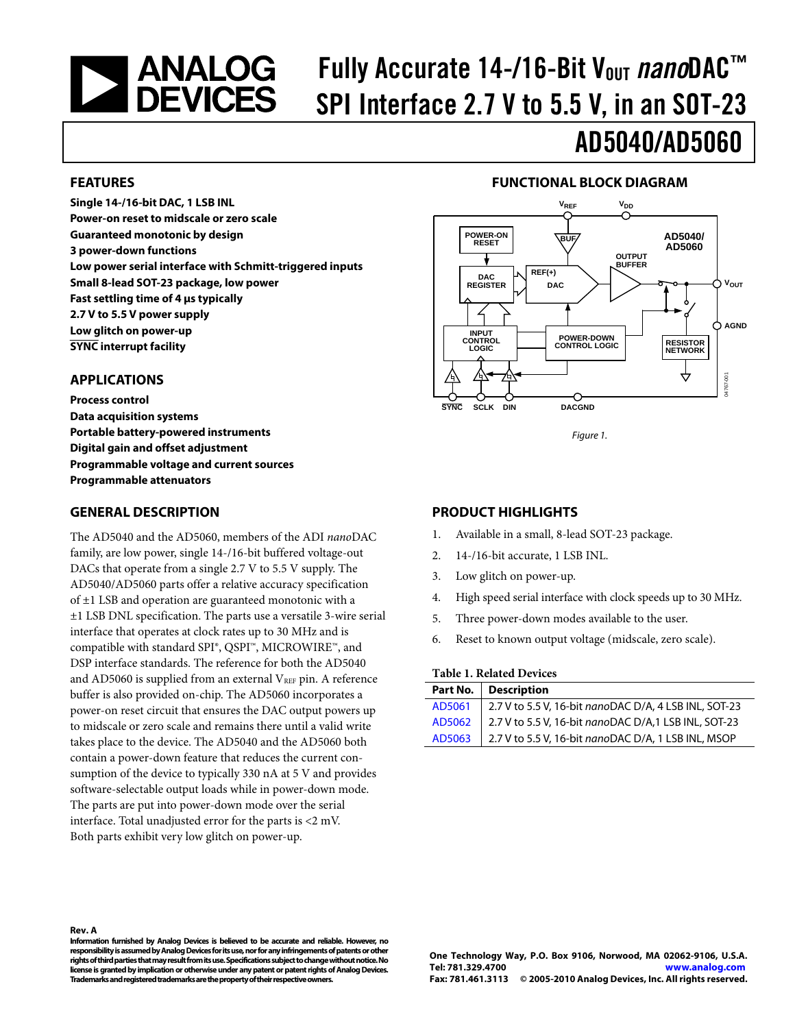# Fully Accurate 14-/16-Bit $V_{OUT}$ *nano*DAC™ SPI Interface 2.7 V to 5.5 V, in an SOT-23

# AD5040/AD5060

## FEATURES

**Single 14-/16-bit DAC, 1 LSB INL**
**Power-on reset to midscale or zero scale**
**Guaranteed monotonic by design**
**3 power-down functions**
**Low power serial interface with Schmitt-triggered inputs**
**Small 8-lead SOT-23 package, low power**
**Fast settling time of 4 µs typically**
**2.7 V to 5.5 V power supply**
**Low glitch on power-up**
**SYNC interrupt facility**

## APPLICATIONS

**Process control**
**Data acquisition systems**
**Portable battery-powered instruments**
**Digital gain and offset adjustment**
**Programmable voltage and current sources**
**Programmable attenuators**

## FUNCTIONAL BLOCK DIAGRAM

Figure 1.

## GENERAL DESCRIPTION

The AD5040 and the AD5060, members of the ADI *nano*DAC family, are low power, single 14-/16-bit buffered voltage-out DACs that operate from a single 2.7 V to 5.5 V supply. The AD5040/AD5060 parts offer a relative accuracy specification of ±1 LSB and operation are guaranteed monotonic with a ±1 LSB DNL specification. The parts use a versatile 3-wire serial interface that operates at clock rates up to 30 MHz and is compatible with standard SPI®, QSPI™, MICROWIRE™, and DSP interface standards. The reference for both the AD5040 and AD5060 is supplied from an external $V_{REF}$ pin. A reference buffer is also provided on-chip. The AD5060 incorporates a power-on reset circuit that ensures the DAC output powers up to midscale or zero scale and remains there until a valid write takes place to the device. The AD5040 and the AD5060 both contain a power-down feature that reduces the current consumption of the device to typically 330 nA at 5 V and provides software-selectable output loads while in power-down mode. The parts are put into power-down mode over the serial interface. Total unadjusted error for the parts is <2 mV. Both parts exhibit very low glitch on power-up.

## PRODUCT HIGHLIGHTS

1. Available in a small, 8-lead SOT-23 package.
2. 14-/16-bit accurate, 1 LSB INL.
3. Low glitch on power-up.
4. High speed serial interface with clock speeds up to 30 MHz.
5. Three power-down modes available to the user.
6. Reset to known output voltage (midscale, zero scale).

**Table 1. Related Devices**

| Part No. | Description |
|---|---|
| AD5061 | 2.7 V to 5.5 V, 16-bit *nano*DAC D/A, 4 LSB INL, SOT-23 |
| AD5062 | 2.7 V to 5.5 V, 16-bit *nano*DAC D/A,1 LSB INL, SOT-23 |
| AD5063 | 2.7 V to 5.5 V, 16-bit *nano*DAC D/A, 1 LSB INL, MSOP |

**Rev. A**

**Information furnished by Analog Devices is believed to be accurate and reliable. However, no responsibility is assumed by Analog Devices for its use, nor for any infringements of patents or other rights of third parties that may result from its use. Specifications subject to change without notice. No license is granted by implication or otherwise under any patent or patent rights of Analog Devices. Trademarks and registered trademarks are the property of their respective owners.**

**One Technology Way, P.O. Box 9106, Norwood, MA 02062-9106, U.S.A.**
**Tel: 781.329.4700 www.analog.com**
**Fax: 781.461.3113 © 2005-2010 Analog Devices, Inc. All rights reserved.**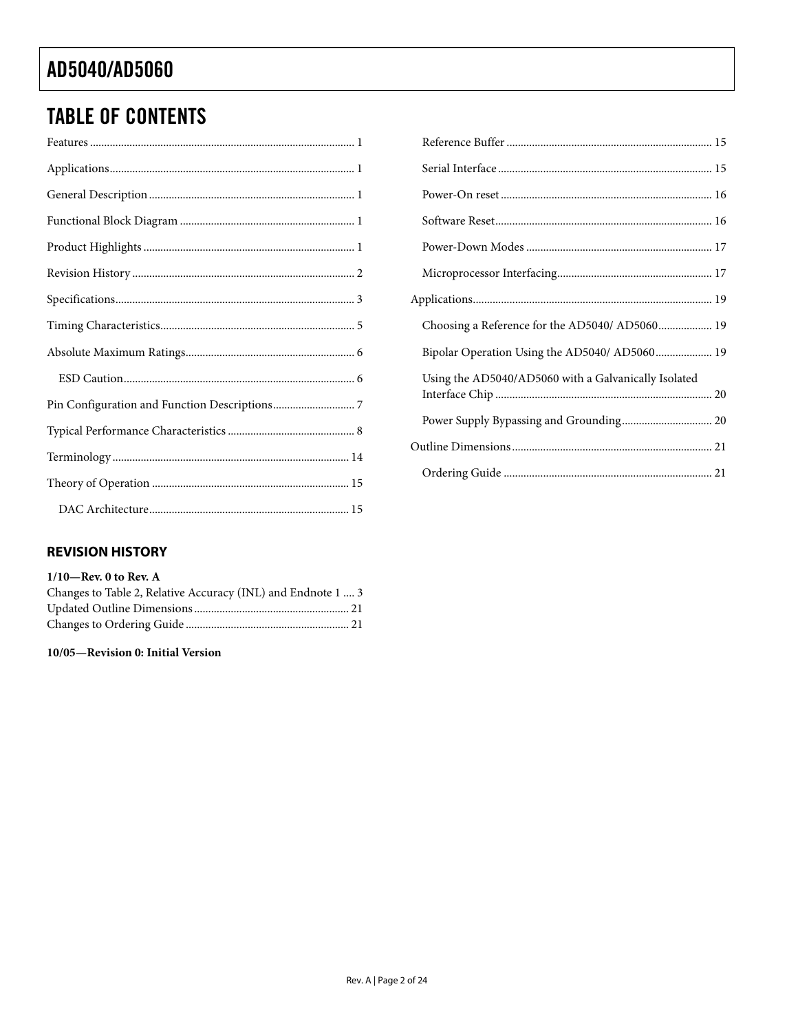## TABLE OF CONTENTS

Features ..... 1
Applications ..... 1
General Description ..... 1
Functional Block Diagram ..... 1
Product Highlights ..... 1
Revision History ..... 2
Specifications ..... 3
Timing Characteristics ..... 5
Absolute Maximum Ratings ..... 6
 ESD Caution ..... 6
Pin Configuration and Function Descriptions ..... 7
Typical Performance Characteristics ..... 8
Terminology ..... 14
Theory of Operation ..... 15
 DAC Architecture ..... 15
 Reference Buffer ..... 15
 Serial Interface ..... 15
 Power-On reset ..... 16
 Software Reset ..... 16
 Power-Down Modes ..... 17
 Microprocessor Interfacing ..... 17
Applications ..... 19
 Choosing a Reference for the AD5040/ AD5060 ..... 19
 Bipolar Operation Using the AD5040/ AD5060 ..... 19
 Using the AD5040/AD5060 with a Galvanically Isolated Interface Chip ..... 20
 Power Supply Bypassing and Grounding ..... 20
Outline Dimensions ..... 21
 Ordering Guide ..... 21

### REVISION HISTORY

**1/10—Rev. 0 to Rev. A**

Changes to Table 2, Relative Accuracy (INL) and Endnote 1 ..... 3
Updated Outline Dimensions ..... 21
Changes to Ordering Guide ..... 21

**10/05—Revision 0: Initial Version**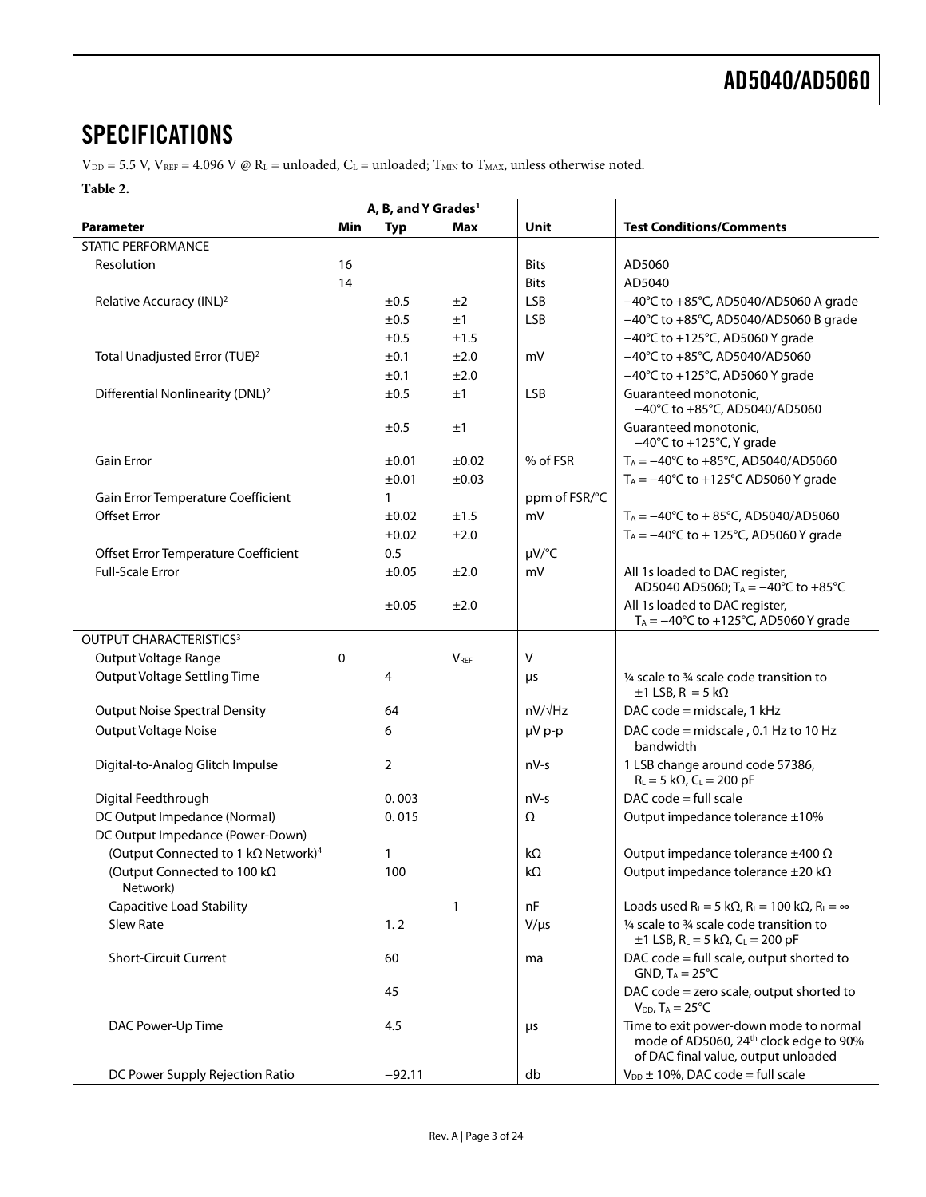## SPECIFICATIONS

$V_{DD}$ = 5.5 V, $V_{REF}$ = 4.096 V @ $R_L$ = unloaded, $C_L$ = unloaded; $T_{MIN}$ to $T_{MAX}$, unless otherwise noted.

**Table 2.**

| | A, B, and Y Grades[1] | | | | |
|---|---|---|---|---|---|
| **Parameter** | **Min** | **Typ** | **Max** | **Unit** | **Test Conditions/Comments** |
| STATIC PERFORMANCE | | | | | |
| Resolution | 16 | | | Bits | AD5060 |
| | 14 | | | Bits | AD5040 |
| Relative Accuracy (INL)[2] | | ±0.5 | ±2 | LSB | −40°C to +85°C, AD5040/AD5060 A grade |
| | | ±0.5 | ±1 | LSB | −40°C to +85°C, AD5040/AD5060 B grade |
| | | ±0.5 | ±1.5 | | −40°C to +125°C, AD5060 Y grade |
| Total Unadjusted Error (TUE)[2] | | ±0.1 | ±2.0 | mV | −40°C to +85°C, AD5040/AD5060 |
| | | ±0.1 | ±2.0 | | −40°C to +125°C, AD5060 Y grade |
| Differential Nonlinearity (DNL)[2] | | ±0.5 | ±1 | LSB | Guaranteed monotonic, −40°C to +85°C, AD5040/AD5060 |
| | | ±0.5 | ±1 | | Guaranteed monotonic, −40°C to +125°C, Y grade |
| Gain Error | | ±0.01 | ±0.02 | % of FSR | $T_A$ = −40°C to +85°C, AD5040/AD5060 |
| | | ±0.01 | ±0.03 | | $T_A$ = −40°C to +125°C AD5060 Y grade |
| Gain Error Temperature Coefficient | | 1 | | ppm of FSR/°C | |
| Offset Error | | ±0.02 | ±1.5 | mV | $T_A$ = −40°C to + 85°C, AD5040/AD5060 |
| | | ±0.02 | ±2.0 | | $T_A$ = −40°C to + 125°C, AD5060 Y grade |
| Offset Error Temperature Coefficient | | 0.5 | | μV/°C | |
| Full-Scale Error | | ±0.05 | ±2.0 | mV | All 1s loaded to DAC register, AD5040 AD5060; $T_A$ = −40°C to +85°C |
| | | ±0.05 | ±2.0 | | All 1s loaded to DAC register, $T_A$ = −40°C to +125°C, AD5060 Y grade |
| OUTPUT CHARACTERISTICS[3] | | | | | |
| Output Voltage Range | 0 | | $V_{REF}$ | V | |
| Output Voltage Settling Time | | 4 | | μs | ¼ scale to ¾ scale code transition to ±1 LSB, $R_L$ = 5 kΩ |
| Output Noise Spectral Density | | 64 | | nV/√Hz | DAC code = midscale, 1 kHz |
| Output Voltage Noise | | 6 | | μV p-p | DAC code = midscale , 0.1 Hz to 10 Hz bandwidth |
| Digital-to-Analog Glitch Impulse | | 2 | | nV-s | 1 LSB change around code 57386, $R_L$ = 5 kΩ, $C_L$ = 200 pF |
| Digital Feedthrough | | 0. 003 | | nV-s | DAC code = full scale |
| DC Output Impedance (Normal) | | 0. 015 | | Ω | Output impedance tolerance ±10% |
| DC Output Impedance (Power-Down) | | | | | |
| (Output Connected to 1 kΩ Network)[4] | | 1 | | kΩ | Output impedance tolerance ±400 Ω |
| (Output Connected to 100 kΩ Network) | | 100 | | kΩ | Output impedance tolerance ±20 kΩ |
| Capacitive Load Stability | | | 1 | nF | Loads used $R_L$ = 5 kΩ, $R_L$ = 100 kΩ, $R_L$ = ∞ |
| Slew Rate | | 1. 2 | | V/μs | ¼ scale to ¾ scale code transition to ±1 LSB, $R_L$ = 5 kΩ, $C_L$ = 200 pF |
| Short-Circuit Current | | 60 | | ma | DAC code = full scale, output shorted to GND, $T_A$ = 25°C |
| | | 45 | | | DAC code = zero scale, output shorted to $V_{DD}$, $T_A$ = 25°C |
| DAC Power-Up Time | | 4.5 | | μs | Time to exit power-down mode to normal mode of AD5060, 24th clock edge to 90% of DAC final value, output unloaded |
| DC Power Supply Rejection Ratio | | −92.11 | | db | $V_{DD}$ ± 10%, DAC code = full scale |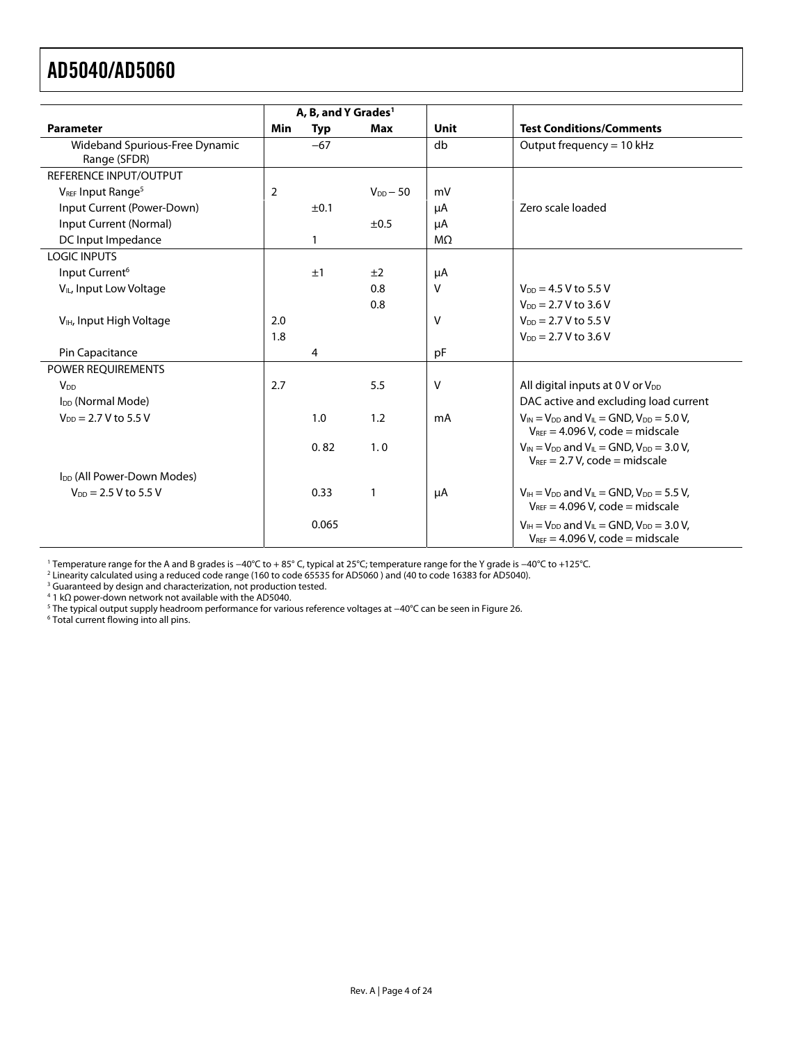| Parameter | A, B, and Y Grades[1] | | | Unit | Test Conditions/Comments |
|---|---|---|---|---|---|
| | Min | Typ | Max | | |
| Wideband Spurious-Free Dynamic Range (SFDR) | | −67 | | db | Output frequency = 10 kHz |
| REFERENCE INPUT/OUTPUT | | | | | |
| $V_{REF}$ Input Range[5] | 2 | | $V_{DD}$ − 50 | mV | |
| Input Current (Power-Down) | | ±0.1 | | μA | Zero scale loaded |
| Input Current (Normal) | | | ±0.5 | μA | |
| DC Input Impedance | | 1 | | MΩ | |
| LOGIC INPUTS | | | | | |
| Input Current[6] | | ±1 | ±2 | μA | |
| $V_{IL}$, Input Low Voltage | | | 0.8 | V | $V_{DD}$ = 4.5 V to 5.5 V |
| | | | 0.8 | | $V_{DD}$ = 2.7 V to 3.6 V |
| $V_{IH}$, Input High Voltage | 2.0 | | | V | $V_{DD}$ = 2.7 V to 5.5 V |
| | 1.8 | | | | $V_{DD}$ = 2.7 V to 3.6 V |
| Pin Capacitance | | 4 | | pF | |
| POWER REQUIREMENTS | | | | | |
| $V_{DD}$ | 2.7 | | 5.5 | V | All digital inputs at 0 V or $V_{DD}$ |
| $I_{DD}$ (Normal Mode) | | | | | DAC active and excluding load current |
| $V_{DD}$ = 2.7 V to 5.5 V | | 1.0 | 1.2 | mA | $V_{IN}$ = $V_{DD}$ and $V_{IL}$ = GND, $V_{DD}$ = 5.0 V, $V_{REF}$ = 4.096 V, code = midscale |
| | | 0. 82 | 1. 0 | | $V_{IN}$ = $V_{DD}$ and $V_{IL}$ = GND, $V_{DD}$ = 3.0 V, $V_{REF}$ = 2.7 V, code = midscale |
| $I_{DD}$ (All Power-Down Modes) | | | | | |
| $V_{DD}$ = 2.5 V to 5.5 V | | 0.33 | 1 | μA | $V_{IH}$ = $V_{DD}$ and $V_{IL}$ = GND, $V_{DD}$ = 5.5 V, $V_{REF}$ = 4.096 V, code = midscale |
| | | 0.065 | | | $V_{IH}$ = $V_{DD}$ and $V_{IL}$ = GND, $V_{DD}$ = 3.0 V, $V_{REF}$ = 4.096 V, code = midscale |

[1] Temperature range for the A and B grades is −40°C to + 85° C, typical at 25°C; temperature range for the Y grade is −40°C to +125°C.
[2] Linearity calculated using a reduced code range (160 to code 65535 for AD5060 ) and (40 to code 16383 for AD5040).
[3] Guaranteed by design and characterization, not production tested.
[4] 1 kΩ power-down network not available with the AD5040.
[5] The typical output supply headroom performance for various reference voltages at −40°C can be seen in Figure 26.
[6] Total current flowing into all pins.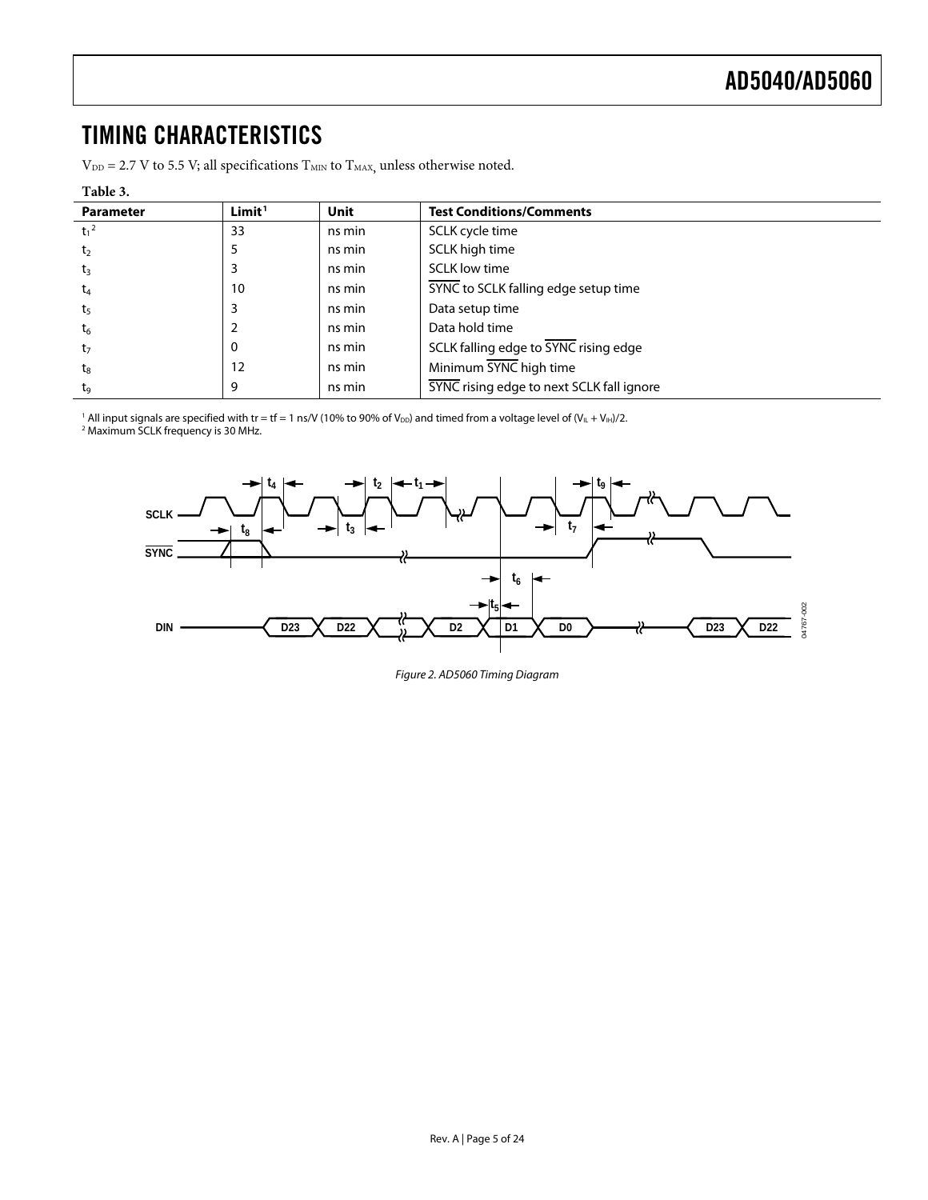# TIMING CHARACTERISTICS

$V_{DD}$ = 2.7 V to 5.5 V; all specifications $T_{MIN}$ to $T_{MAX}$, unless otherwise noted.

**Table 3.**

| Parameter | Limit[1] | Unit | Test Conditions/Comments |
|---|---|---|---|
| $t_1$[2] | 33 | ns min | SCLK cycle time |
| $t_2$ | 5 | ns min | SCLK high time |
| $t_3$ | 3 | ns min | SCLK low time |
| $t_4$ | 10 | ns min | $\overline{\text{SYNC}}$ to SCLK falling edge setup time |
| $t_5$ | 3 | ns min | Data setup time |
| $t_6$ | 2 | ns min | Data hold time |
| $t_7$ | 0 | ns min | SCLK falling edge to $\overline{\text{SYNC}}$ rising edge |
| $t_8$ | 12 | ns min | Minimum $\overline{\text{SYNC}}$ high time |
| $t_9$ | 9 | ns min | $\overline{\text{SYNC}}$ rising edge to next SCLK fall ignore |

[1] All input signals are specified with tr = tf = 1 ns/V (10% to 90% of $V_{DD}$) and timed from a voltage level of $(V_{IL} + V_{IH})/2$.
[2] Maximum SCLK frequency is 30 MHz.

*Figure 2. AD5060 Timing Diagram*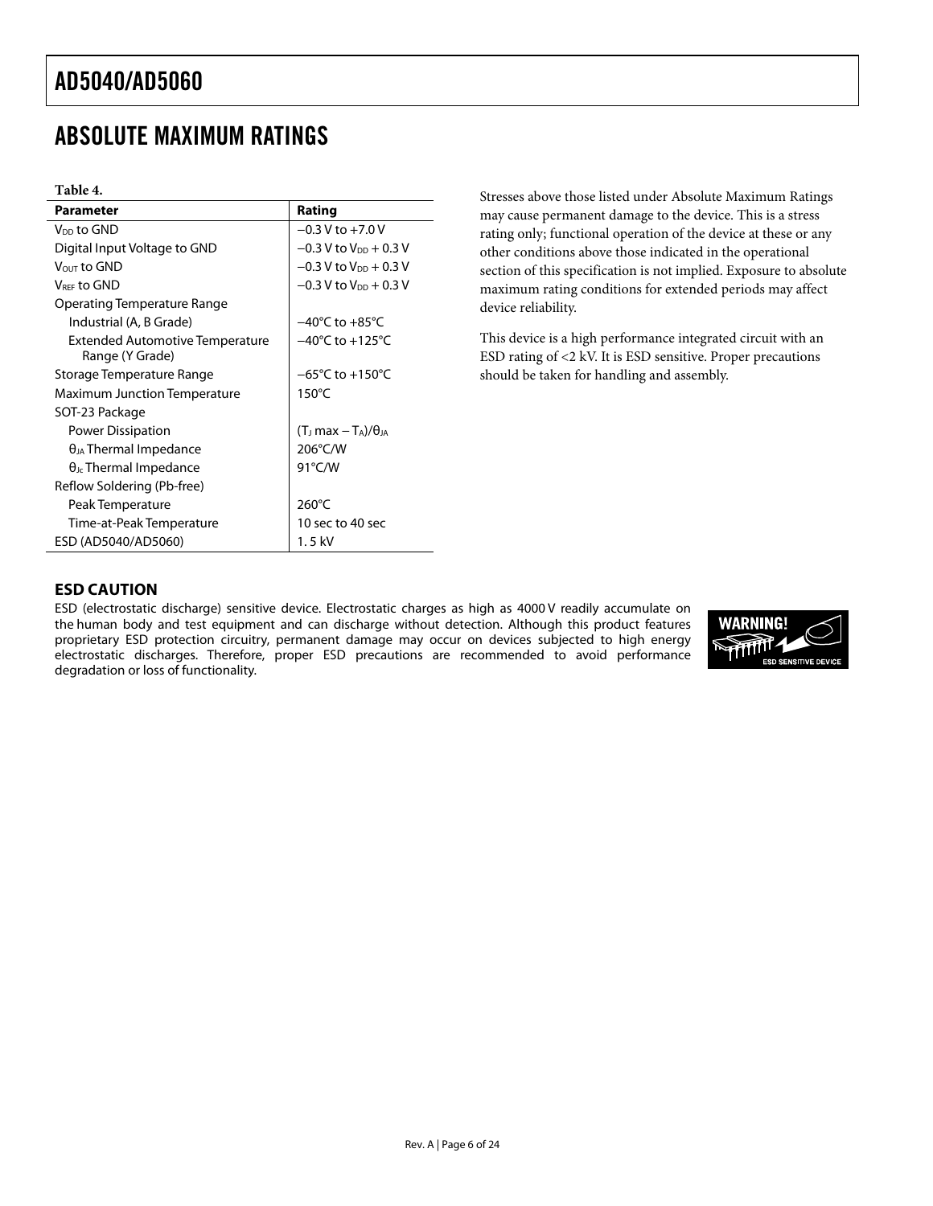# ABSOLUTE MAXIMUM RATINGS

**Table 4.**

| Parameter | Rating |
|---|---|
| $V_{DD}$ to GND | −0.3 V to +7.0 V |
| Digital Input Voltage to GND | −0.3 V to $V_{DD}$ + 0.3 V |
| $V_{OUT}$ to GND | −0.3 V to $V_{DD}$ + 0.3 V |
| $V_{REF}$ to GND | −0.3 V to $V_{DD}$ + 0.3 V |
| Operating Temperature Range | |
| Industrial (A, B Grade) | −40°C to +85°C |
| Extended Automotive Temperature Range (Y Grade) | −40°C to +125°C |
| Storage Temperature Range | −65°C to +150°C |
| Maximum Junction Temperature | 150°C |
| SOT-23 Package | |
| Power Dissipation | $(T_J \max - T_A)/\theta_{JA}$ |
| $\theta_{JA}$ Thermal Impedance | 206°C/W |
| $\theta_{Jc}$ Thermal Impedance | 91°C/W |
| Reflow Soldering (Pb-free) | |
| Peak Temperature | 260°C |
| Time-at-Peak Temperature | 10 sec to 40 sec |
| ESD (AD5040/AD5060) | 1. 5 kV |

Stresses above those listed under Absolute Maximum Ratings may cause permanent damage to the device. This is a stress rating only; functional operation of the device at these or any other conditions above those indicated in the operational section of this specification is not implied. Exposure to absolute maximum rating conditions for extended periods may affect device reliability.

This device is a high performance integrated circuit with an ESD rating of <2 kV. It is ESD sensitive. Proper precautions should be taken for handling and assembly.

## ESD CAUTION

ESD (electrostatic discharge) sensitive device. Electrostatic charges as high as 4000 V readily accumulate on the human body and test equipment and can discharge without detection. Although this product features proprietary ESD protection circuitry, permanent damage may occur on devices subjected to high energy electrostatic discharges. Therefore, proper ESD precautions are recommended to avoid performance degradation or loss of functionality.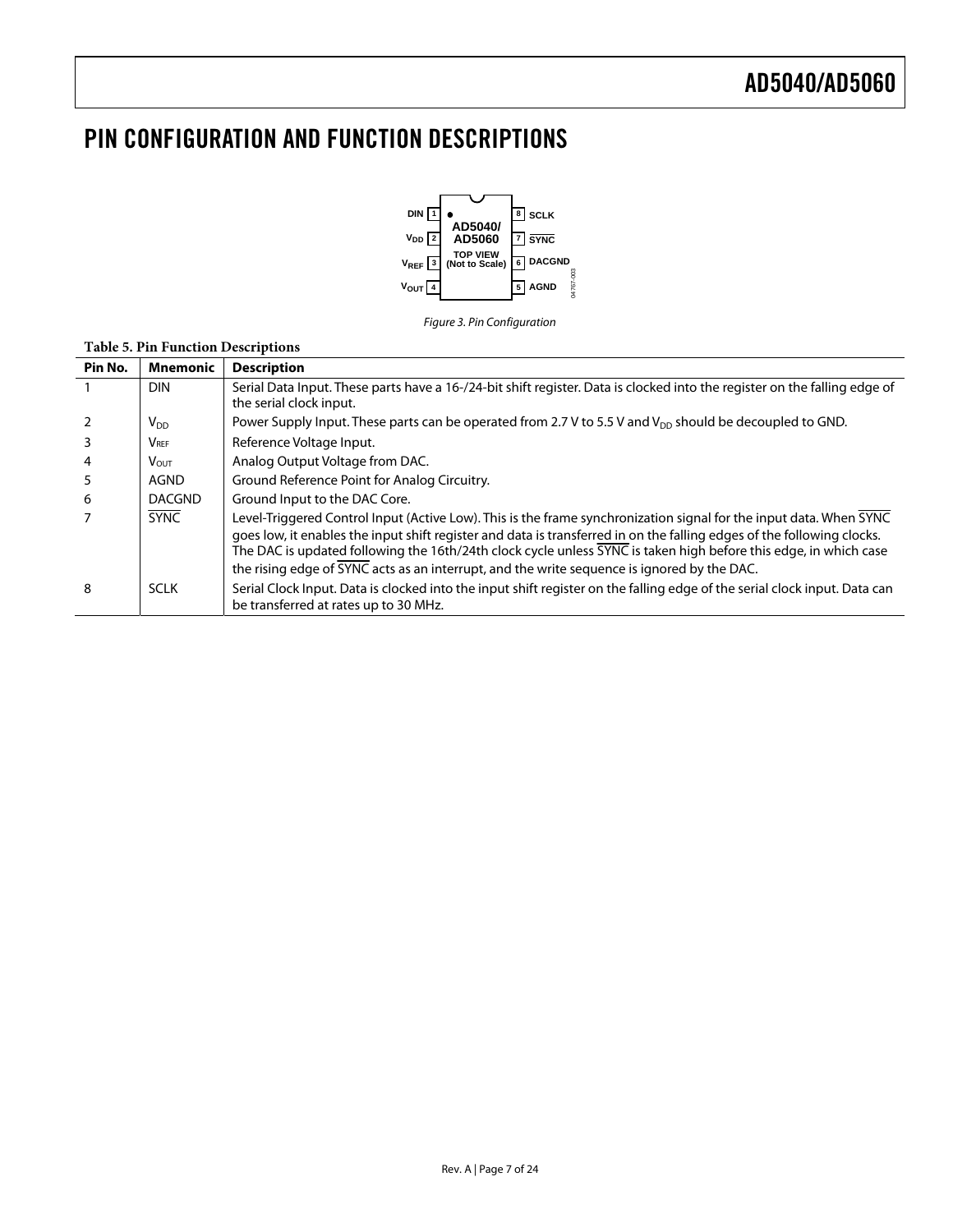# PIN CONFIGURATION AND FUNCTION DESCRIPTIONS

Figure 3. Pin Configuration

**Table 5. Pin Function Descriptions**

| Pin No. | Mnemonic | Description |
|---|---|---|
| 1 | DIN | Serial Data Input. These parts have a 16-/24-bit shift register. Data is clocked into the register on the falling edge of the serial clock input. |
| 2 | $V_{DD}$ | Power Supply Input. These parts can be operated from 2.7 V to 5.5 V and $V_{DD}$ should be decoupled to GND. |
| 3 | $V_{REF}$ | Reference Voltage Input. |
| 4 | $V_{OUT}$ | Analog Output Voltage from DAC. |
| 5 | AGND | Ground Reference Point for Analog Circuitry. |
| 6 | DACGND | Ground Input to the DAC Core. |
| 7 | $\overline{SYNC}$ | Level-Triggered Control Input (Active Low). This is the frame synchronization signal for the input data. When $\overline{SYNC}$ goes low, it enables the input shift register and data is transferred in on the falling edges of the following clocks. The DAC is updated following the 16th/24th clock cycle unless $\overline{SYNC}$ is taken high before this edge, in which case the rising edge of $\overline{SYNC}$ acts as an interrupt, and the write sequence is ignored by the DAC. |
| 8 | SCLK | Serial Clock Input. Data is clocked into the input shift register on the falling edge of the serial clock input. Data can be transferred at rates up to 30 MHz. |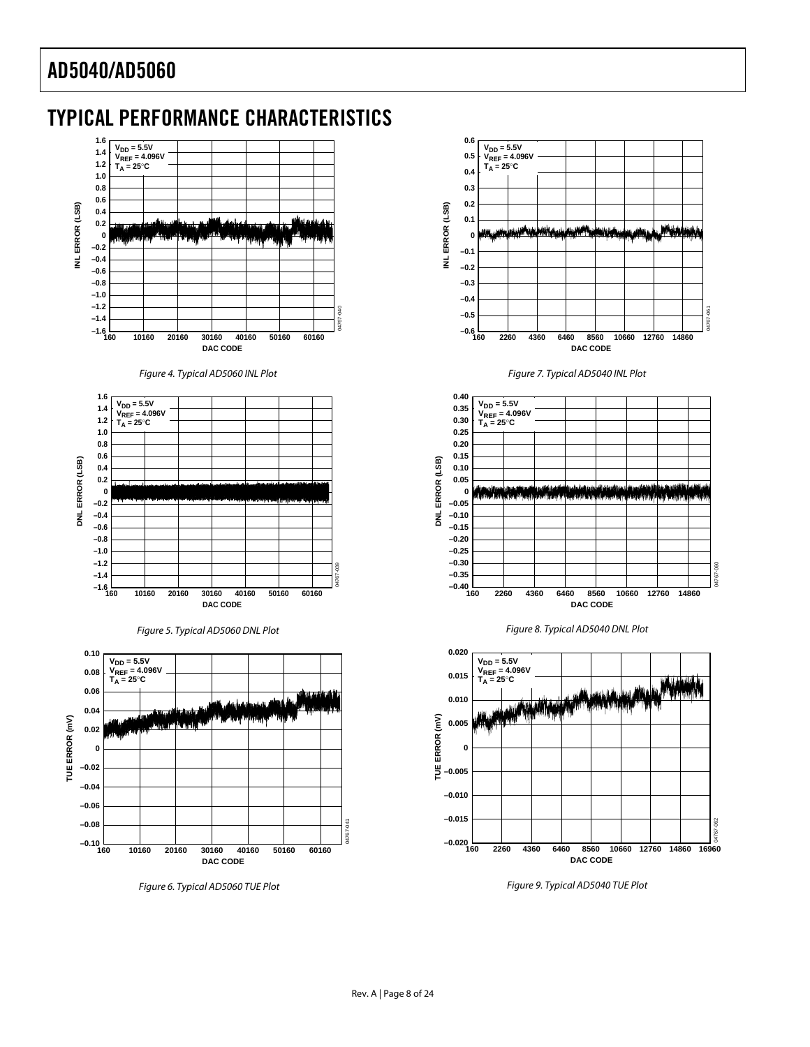# TYPICAL PERFORMANCE CHARACTERISTICS

Figure 4. Typical AD5060 INL Plot

Figure 5. Typical AD5060 DNL Plot

Figure 6. Typical AD5060 TUE Plot

Figure 7. Typical AD5040 INL Plot

Figure 8. Typical AD5040 DNL Plot

Figure 9. Typical AD5040 TUE Plot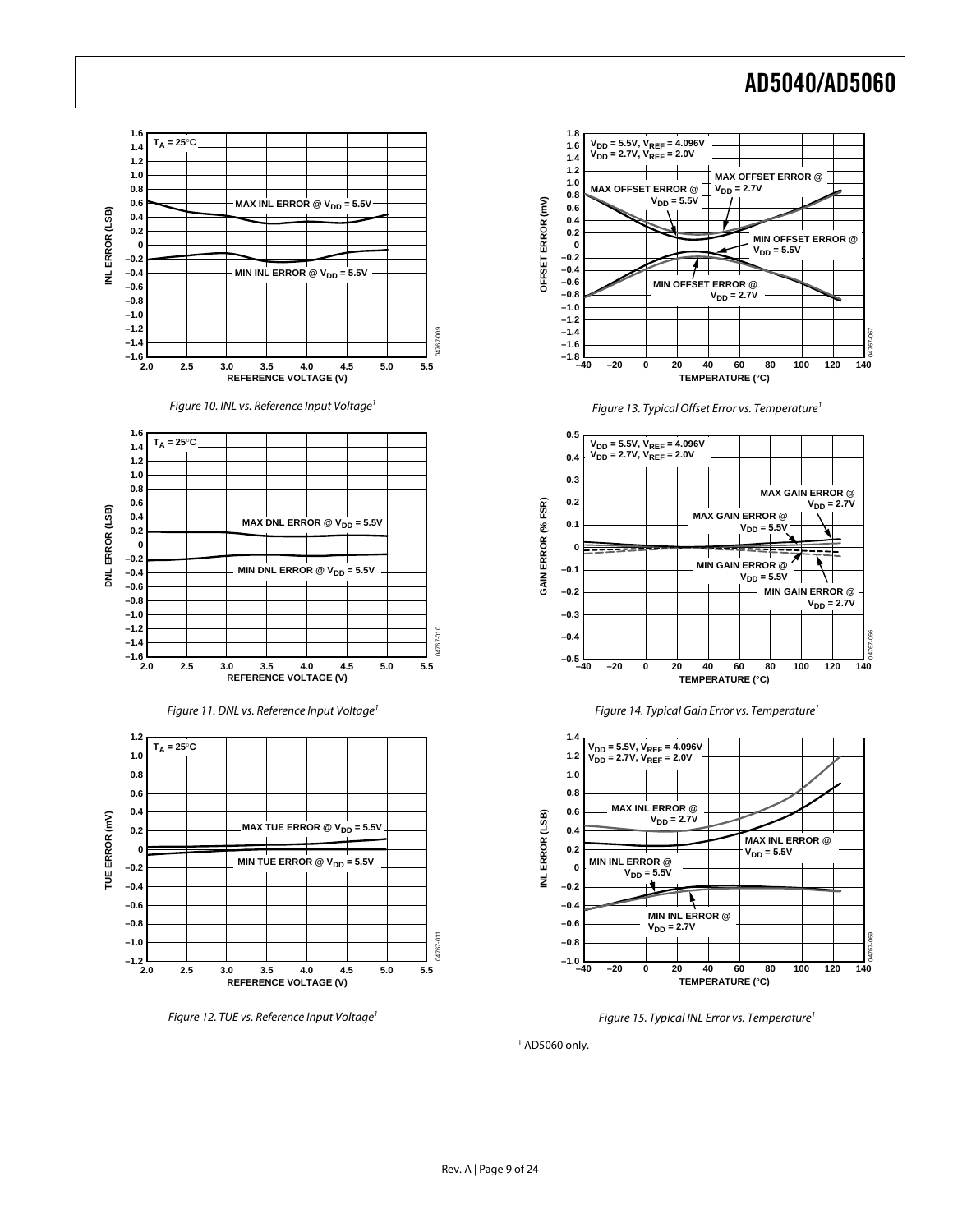Figure 10. INL vs. Reference Input Voltage[1]

Figure 11. DNL vs. Reference Input Voltage[1]

Figure 12. TUE vs. Reference Input Voltage[1]

Figure 13. Typical Offset Error vs. Temperature[1]

Figure 14. Typical Gain Error vs. Temperature[1]

Figure 15. Typical INL Error vs. Temperature[1]

[1] AD5060 only.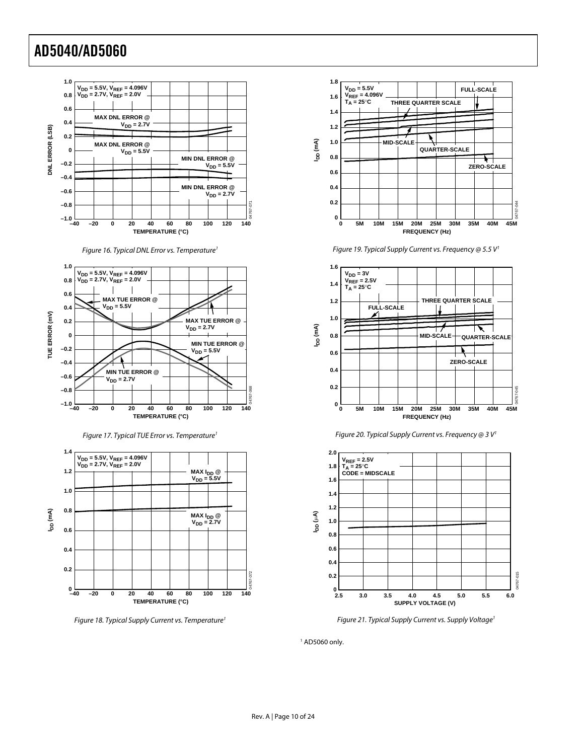Figure 16. Typical DNL Error vs. Temperature[1]

Figure 17. Typical TUE Error vs. Temperature[1]

Figure 18. Typical Supply Current vs. Temperature[1]

Figure 19. Typical Supply Current vs. Frequency @ 5.5 V[1]

Figure 20. Typical Supply Current vs. Frequency @ 3 V[1]

Figure 21. Typical Supply Current vs. Supply Voltage[1]

[1] AD5060 only.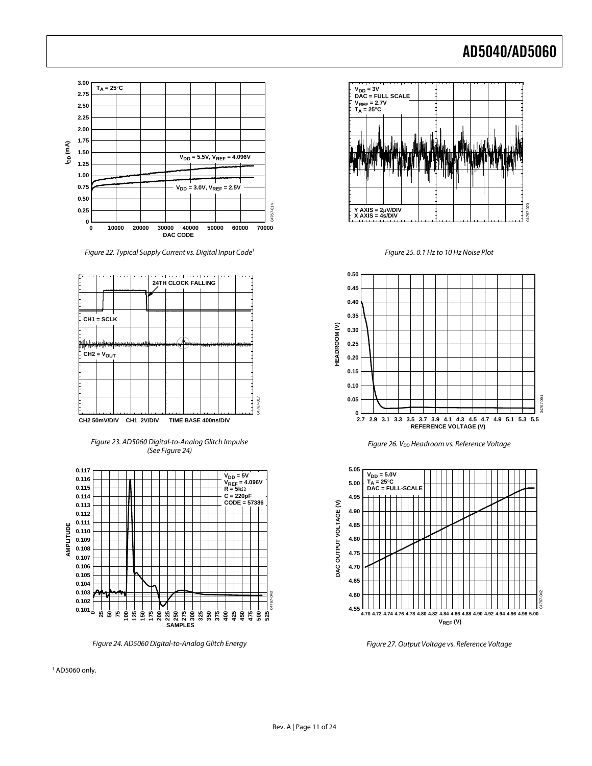Figure 22. Typical Supply Current vs. Digital Input Code[1]

Figure 23. AD5060 Digital-to-Analog Glitch Impulse (See Figure 24)

Figure 24. AD5060 Digital-to-Analog Glitch Energy

Figure 25. 0.1 Hz to 10 Hz Noise Plot

Figure 26. $V_{DD}$ Headroom vs. Reference Voltage

Figure 27. Output Voltage vs. Reference Voltage

[1] AD5060 only.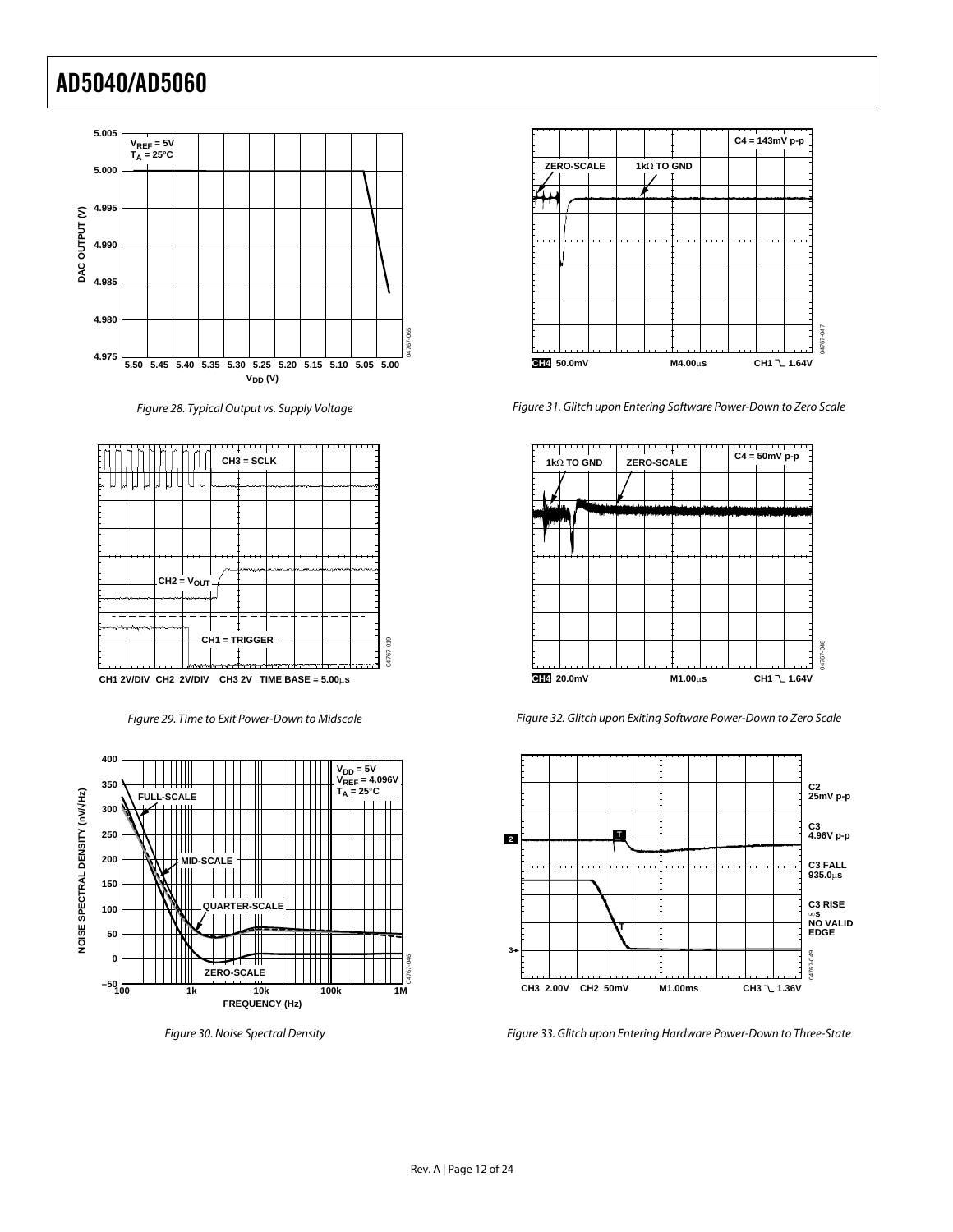Figure 28. Typical Output vs. Supply Voltage

Figure 29. Time to Exit Power-Down to Midscale

Figure 30. Noise Spectral Density

Figure 31. Glitch upon Entering Software Power-Down to Zero Scale

Figure 32. Glitch upon Exiting Software Power-Down to Zero Scale

Figure 33. Glitch upon Entering Hardware Power-Down to Three-State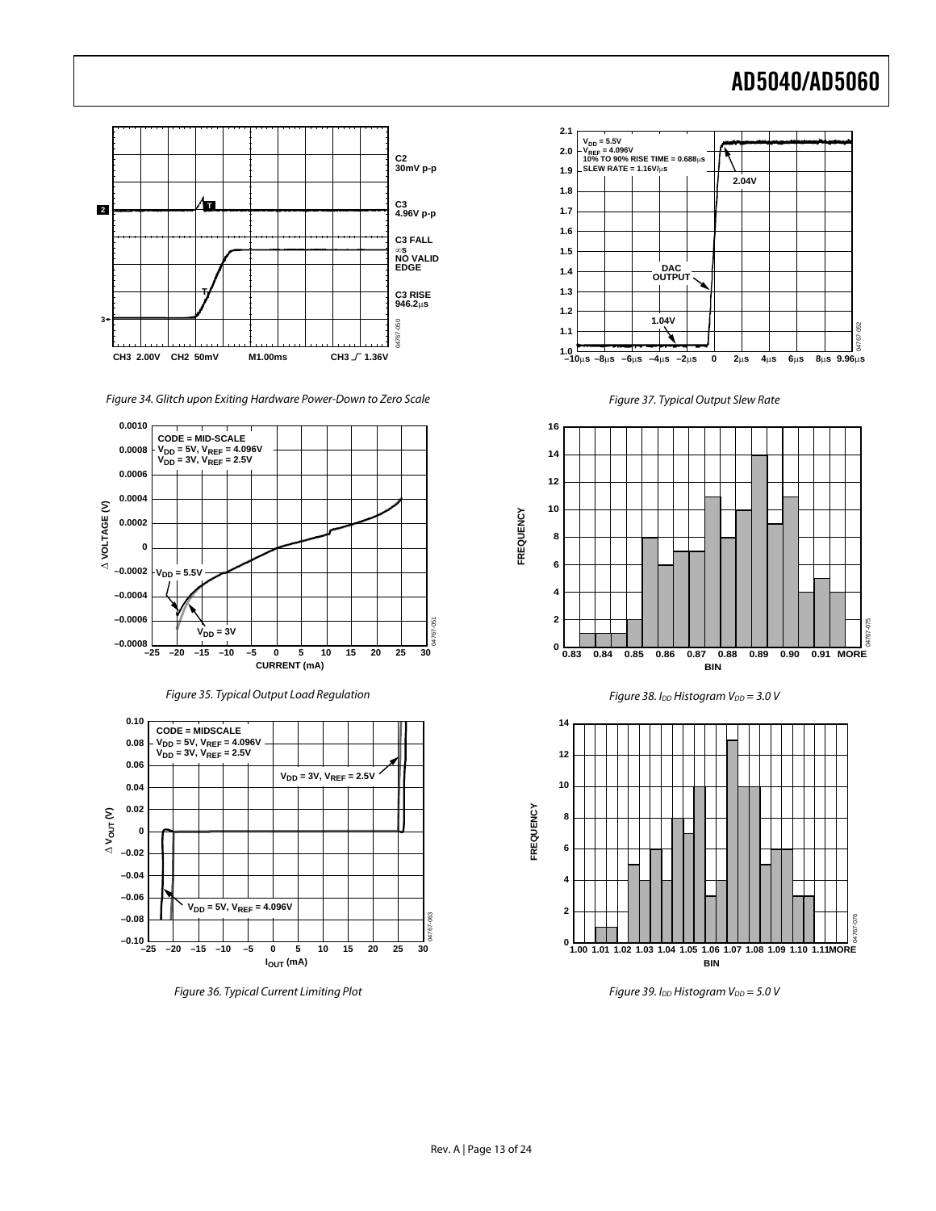Figure 34. Glitch upon Exiting Hardware Power-Down to Zero Scale

Figure 35. Typical Output Load Regulation

Figure 36. Typical Current Limiting Plot

Figure 37. Typical Output Slew Rate

Figure 38. $I_{DD}$ Histogram $V_{DD}$ = 3.0 V

Figure 39. $I_{DD}$ Histogram $V_{DD}$ = 5.0 V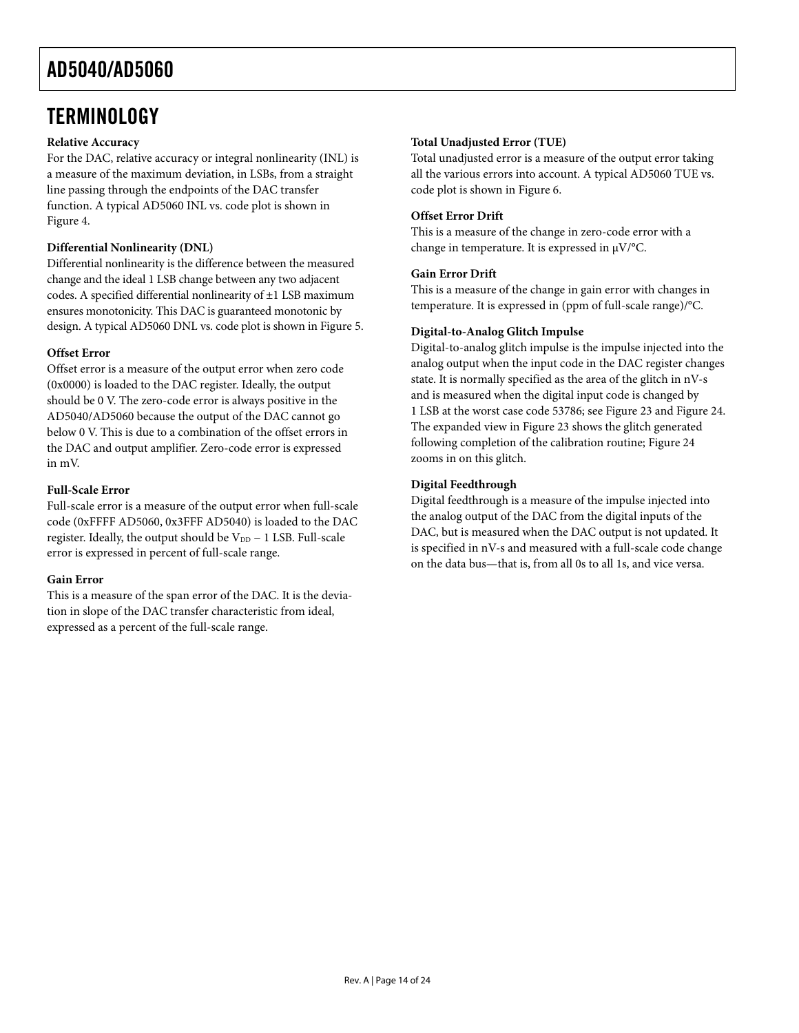# TERMINOLOGY

**Relative Accuracy**

For the DAC, relative accuracy or integral nonlinearity (INL) is a measure of the maximum deviation, in LSBs, from a straight line passing through the endpoints of the DAC transfer function. A typical AD5060 INL vs. code plot is shown in Figure 4.

**Differential Nonlinearity (DNL)**

Differential nonlinearity is the difference between the measured change and the ideal 1 LSB change between any two adjacent codes. A specified differential nonlinearity of ±1 LSB maximum ensures monotonicity. This DAC is guaranteed monotonic by design. A typical AD5060 DNL vs. code plot is shown in Figure 5.

**Offset Error**

Offset error is a measure of the output error when zero code (0x0000) is loaded to the DAC register. Ideally, the output should be 0 V. The zero-code error is always positive in the AD5040/AD5060 because the output of the DAC cannot go below 0 V. This is due to a combination of the offset errors in the DAC and output amplifier. Zero-code error is expressed in mV.

**Full-Scale Error**

Full-scale error is a measure of the output error when full-scale code (0xFFFF AD5060, 0x3FFF AD5040) is loaded to the DAC register. Ideally, the output should be $V_{DD}$ − 1 LSB. Full-scale error is expressed in percent of full-scale range.

**Gain Error**

This is a measure of the span error of the DAC. It is the deviation in slope of the DAC transfer characteristic from ideal, expressed as a percent of the full-scale range.

**Total Unadjusted Error (TUE)**

Total unadjusted error is a measure of the output error taking all the various errors into account. A typical AD5060 TUE vs. code plot is shown in Figure 6.

**Offset Error Drift**

This is a measure of the change in zero-code error with a change in temperature. It is expressed in μV/°C.

**Gain Error Drift**

This is a measure of the change in gain error with changes in temperature. It is expressed in (ppm of full-scale range)/°C.

**Digital-to-Analog Glitch Impulse**

Digital-to-analog glitch impulse is the impulse injected into the analog output when the input code in the DAC register changes state. It is normally specified as the area of the glitch in nV-s and is measured when the digital input code is changed by 1 LSB at the worst case code 53786; see Figure 23 and Figure 24. The expanded view in Figure 23 shows the glitch generated following completion of the calibration routine; Figure 24 zooms in on this glitch.

**Digital Feedthrough**

Digital feedthrough is a measure of the impulse injected into the analog output of the DAC from the digital inputs of the DAC, but is measured when the DAC output is not updated. It is specified in nV-s and measured with a full-scale code change on the data bus—that is, from all 0s to all 1s, and vice versa.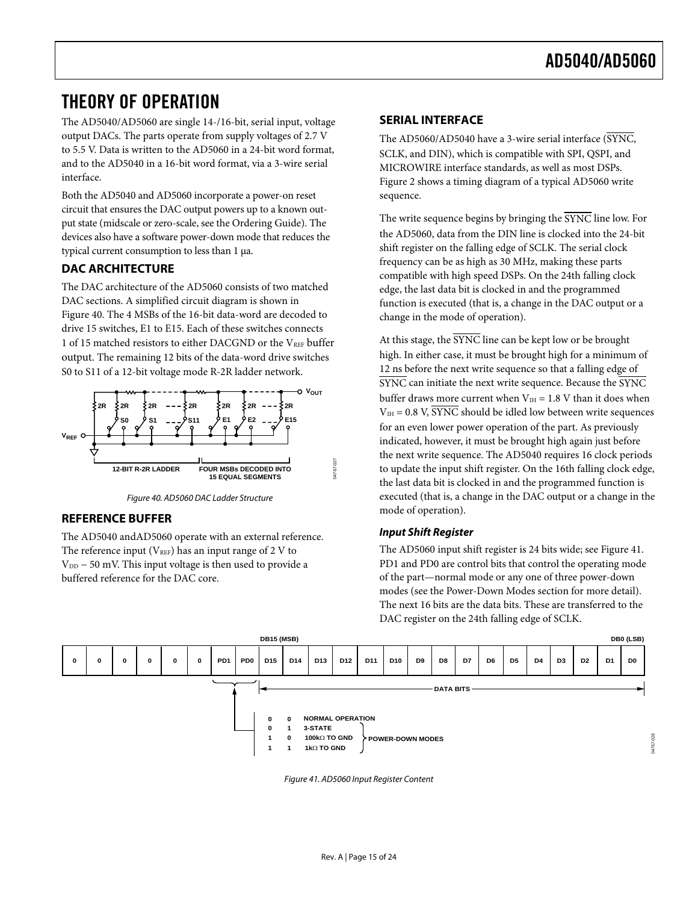# THEORY OF OPERATION

The AD5040/AD5060 are single 14-/16-bit, serial input, voltage output DACs. The parts operate from supply voltages of 2.7 V to 5.5 V. Data is written to the AD5060 in a 24-bit word format, and to the AD5040 in a 16-bit word format, via a 3-wire serial interface.

Both the AD5040 and AD5060 incorporate a power-on reset circuit that ensures the DAC output powers up to a known output state (midscale or zero-scale, see the Ordering Guide). The devices also have a software power-down mode that reduces the typical current consumption to less than 1 µa.

## DAC ARCHITECTURE

The DAC architecture of the AD5060 consists of two matched DAC sections. A simplified circuit diagram is shown in Figure 40. The 4 MSBs of the 16-bit data-word are decoded to drive 15 switches, E1 to E15. Each of these switches connects 1 of 15 matched resistors to either DACGND or the $V_{REF}$ buffer output. The remaining 12 bits of the data-word drive switches S0 to S11 of a 12-bit voltage mode R-2R ladder network.

Figure 40. AD5060 DAC Ladder Structure

## REFERENCE BUFFER

The AD5040 andAD5060 operate with an external reference. The reference input ($V_{REF}$) has an input range of 2 V to $V_{DD}$ − 50 mV. This input voltage is then used to provide a buffered reference for the DAC core.

## SERIAL INTERFACE

The AD5060/AD5040 have a 3-wire serial interface ($\overline{SYNC}$, SCLK, and DIN), which is compatible with SPI, QSPI, and MICROWIRE interface standards, as well as most DSPs. Figure 2 shows a timing diagram of a typical AD5060 write sequence.

The write sequence begins by bringing the $\overline{SYNC}$ line low. For the AD5060, data from the DIN line is clocked into the 24-bit shift register on the falling edge of SCLK. The serial clock frequency can be as high as 30 MHz, making these parts compatible with high speed DSPs. On the 24th falling clock edge, the last data bit is clocked in and the programmed function is executed (that is, a change in the DAC output or a change in the mode of operation).

At this stage, the $\overline{SYNC}$ line can be kept low or be brought high. In either case, it must be brought high for a minimum of 12 ns before the next write sequence so that a falling edge of $\overline{SYNC}$ can initiate the next write sequence. Because the $\overline{SYNC}$ buffer draws more current when $V_{IH}$ = 1.8 V than it does when $V_{IH}$ = 0.8 V, $\overline{SYNC}$ should be idled low between write sequences for an even lower power operation of the part. As previously indicated, however, it must be brought high again just before the next write sequence. The AD5040 requires 16 clock periods to update the input shift register. On the 16th falling clock edge, the last data bit is clocked in and the programmed function is executed (that is, a change in the DAC output or a change in the mode of operation).

### *Input Shift Register*

The AD5060 input shift register is 24 bits wide; see Figure 41. PD1 and PD0 are control bits that control the operating mode of the part—normal mode or any one of three power-down modes (see the Power-Down Modes section for more detail). The next 16 bits are the data bits. These are transferred to the DAC register on the 24th falling edge of SCLK.

| | | | | | | | | DB15 (MSB) | | | | | | | | | | | | | | | DB0 (LSB) |
|---|---|---|---|---|---|---|---|---|---|---|---|---|---|---|---|---|---|---|---|---|---|---|---|
| 0 | 0 | 0 | 0 | 0 | 0 | PD1 | PD0 | D15 | D14 | D13 | D12 | D11 | D10 | D9 | D8 | D7 | D6 | D5 | D4 | D3 | D2 | D1 | D0 |

DATA BITS: D15 to D0

| PD1 | PD0 | Mode | |
|---|---|---|---|
| 0 | 0 | NORMAL OPERATION | |
| 0 | 1 | 3-STATE | POWER-DOWN MODES |
| 1 | 0 | 100kΩ TO GND | POWER-DOWN MODES |
| 1 | 1 | 1kΩ TO GND | POWER-DOWN MODES |

Figure 41. AD5060 Input Register Content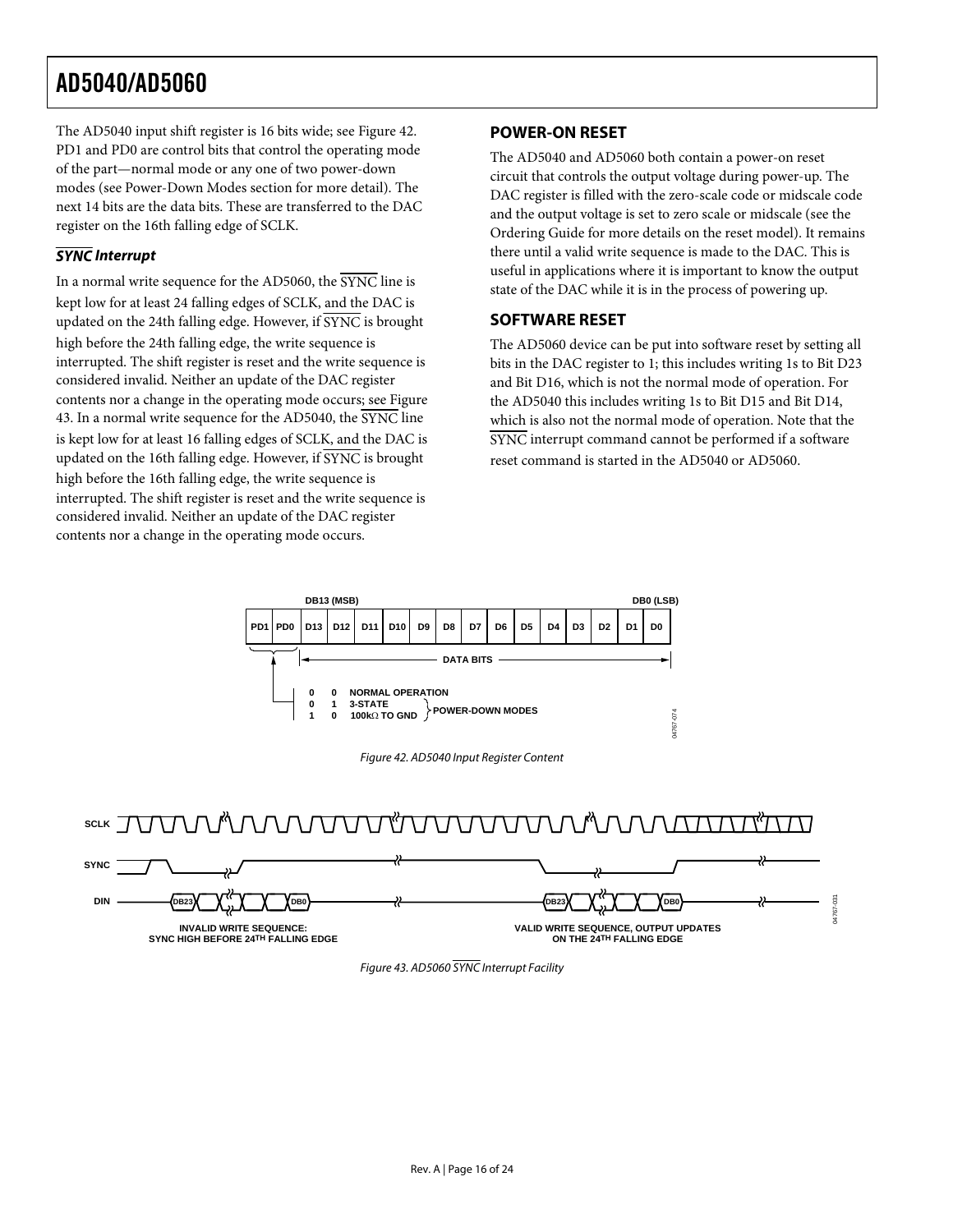The AD5040 input shift register is 16 bits wide; see Figure 42. PD1 and PD0 are control bits that control the operating mode of the part—normal mode or any one of two power-down modes (see Power-Down Modes section for more detail). The next 14 bits are the data bits. These are transferred to the DAC register on the 16th falling edge of SCLK.

### *SYNC Interrupt*

In a normal write sequence for the AD5060, the SYNC line is kept low for at least 24 falling edges of SCLK, and the DAC is updated on the 24th falling edge. However, if SYNC is brought high before the 24th falling edge, the write sequence is interrupted. The shift register is reset and the write sequence is considered invalid. Neither an update of the DAC register contents nor a change in the operating mode occurs; see Figure 43. In a normal write sequence for the AD5040, the SYNC line is kept low for at least 16 falling edges of SCLK, and the DAC is updated on the 16th falling edge. However, if SYNC is brought high before the 16th falling edge, the write sequence is interrupted. The shift register is reset and the write sequence is considered invalid. Neither an update of the DAC register contents nor a change in the operating mode occurs.

## POWER-ON RESET

The AD5040 and AD5060 both contain a power-on reset circuit that controls the output voltage during power-up. The DAC register is filled with the zero-scale code or midscale code and the output voltage is set to zero scale or midscale (see the Ordering Guide for more details on the reset model). It remains there until a valid write sequence is made to the DAC. This is useful in applications where it is important to know the output state of the DAC while it is in the process of powering up.

## SOFTWARE RESET

The AD5060 device can be put into software reset by setting all bits in the DAC register to 1; this includes writing 1s to Bit D23 and Bit D16, which is not the normal mode of operation. For the AD5040 this includes writing 1s to Bit D15 and Bit D14, which is also not the normal mode of operation. Note that the SYNC interrupt command cannot be performed if a software reset command is started in the AD5040 or AD5060.

| PD1 | PD0 | D13 | D12 | D11 | D10 | D9 | D8 | D7 | D6 | D5 | D4 | D3 | D2 | D1 | D0 |
|---|---|---|---|---|---|---|---|---|---|---|---|---|---|---|---|

DB13 (MSB) … DB0 (LSB); D13–D0: DATA BITS

| PD1 | PD0 | Mode |
|---|---|---|
| 0 | 0 | NORMAL OPERATION |
| 0 | 1 | 3-STATE (POWER-DOWN MODES) |
| 1 | 0 | 100kΩ TO GND (POWER-DOWN MODES) |

Figure 42. AD5040 Input Register Content

Figure 43. AD5060 SYNC Interrupt Facility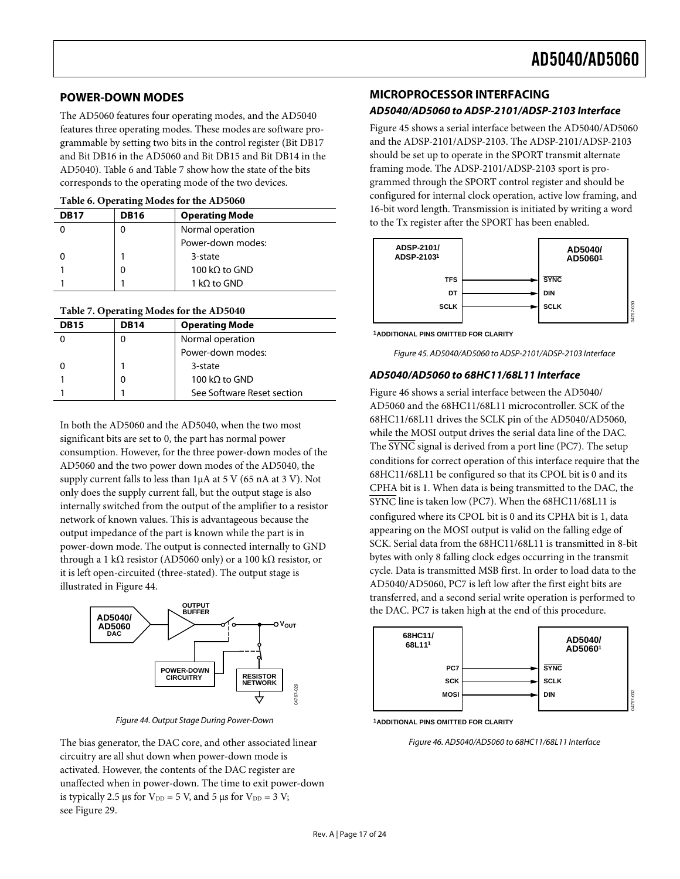## POWER-DOWN MODES

The AD5060 features four operating modes, and the AD5040 features three operating modes. These modes are software programmable by setting two bits in the control register (Bit DB17 and Bit DB16 in the AD5060 and Bit DB15 and Bit DB14 in the AD5040). Table 6 and Table 7 show how the state of the bits corresponds to the operating mode of the two devices.

**Table 6. Operating Modes for the AD5060**

| DB17 | DB16 | Operating Mode |
|---|---|---|
| 0 | 0 | Normal operation |
| | | Power-down modes: |
| 0 | 1 | 3-state |
| 1 | 0 | 100 kΩ to GND |
| 1 | 1 | 1 kΩ to GND |

**Table 7. Operating Modes for the AD5040**

| DB15 | DB14 | Operating Mode |
|---|---|---|
| 0 | 0 | Normal operation |
| | | Power-down modes: |
| 0 | 1 | 3-state |
| 1 | 0 | 100 kΩ to GND |
| 1 | 1 | See Software Reset section |

In both the AD5060 and the AD5040, when the two most significant bits are set to 0, the part has normal power consumption. However, for the three power-down modes of the AD5060 and the two power down modes of the AD5040, the supply current falls to less than 1μA at 5 V (65 nA at 3 V). Not only does the supply current fall, but the output stage is also internally switched from the output of the amplifier to a resistor network of known values. This is advantageous because the output impedance of the part is known while the part is in power-down mode. The output is connected internally to GND through a 1 kΩ resistor (AD5060 only) or a 100 kΩ resistor, or it is left open-circuited (three-stated). The output stage is illustrated in Figure 44.

Figure 44. Output Stage During Power-Down

The bias generator, the DAC core, and other associated linear circuitry are all shut down when power-down mode is activated. However, the contents of the DAC register are unaffected when in power-down. The time to exit power-down is typically 2.5 μs for $V_{DD}$ = 5 V, and 5 μs for $V_{DD}$ = 3 V; see Figure 29.

## MICROPROCESSOR INTERFACING

### AD5040/AD5060 to ADSP-2101/ADSP-2103 Interface

Figure 45 shows a serial interface between the AD5040/AD5060 and the ADSP-2101/ADSP-2103. The ADSP-2101/ADSP-2103 should be set up to operate in the SPORT transmit alternate framing mode. The ADSP-2101/ADSP-2103 sport is programmed through the SPORT control register and should be configured for internal clock operation, active low framing, and 16-bit word length. Transmission is initiated by writing a word to the Tx register after the SPORT has been enabled.

[1]ADDITIONAL PINS OMITTED FOR CLARITY

Figure 45. AD5040/AD5060 to ADSP-2101/ADSP-2103 Interface

### AD5040/AD5060 to 68HC11/68L11 Interface

Figure 46 shows a serial interface between the AD5040/AD5060 and the 68HC11/68L11 microcontroller. SCK of the 68HC11/68L11 drives the SCLK pin of the AD5040/AD5060, while the MOSI output drives the serial data line of the DAC. The $\overline{\text{SYNC}}$ signal is derived from a port line (PC7). The setup conditions for correct operation of this interface require that the 68HC11/68L11 be configured so that its CPOL bit is 0 and its CPHA bit is 1. When data is being transmitted to the DAC, the $\overline{\text{SYNC}}$ line is taken low (PC7). When the 68HC11/68L11 is configured where its CPOL bit is 0 and its CPHA bit is 1, data appearing on the MOSI output is valid on the falling edge of SCK. Serial data from the 68HC11/68L11 is transmitted in 8-bit bytes with only 8 falling clock edges occurring in the transmit cycle. Data is transmitted MSB first. In order to load data to the AD5040/AD5060, PC7 is left low after the first eight bits are transferred, and a second serial write operation is performed to the DAC. PC7 is taken high at the end of this procedure.

[1]ADDITIONAL PINS OMITTED FOR CLARITY

Figure 46. AD5040/AD5060 to 68HC11/68L11 Interface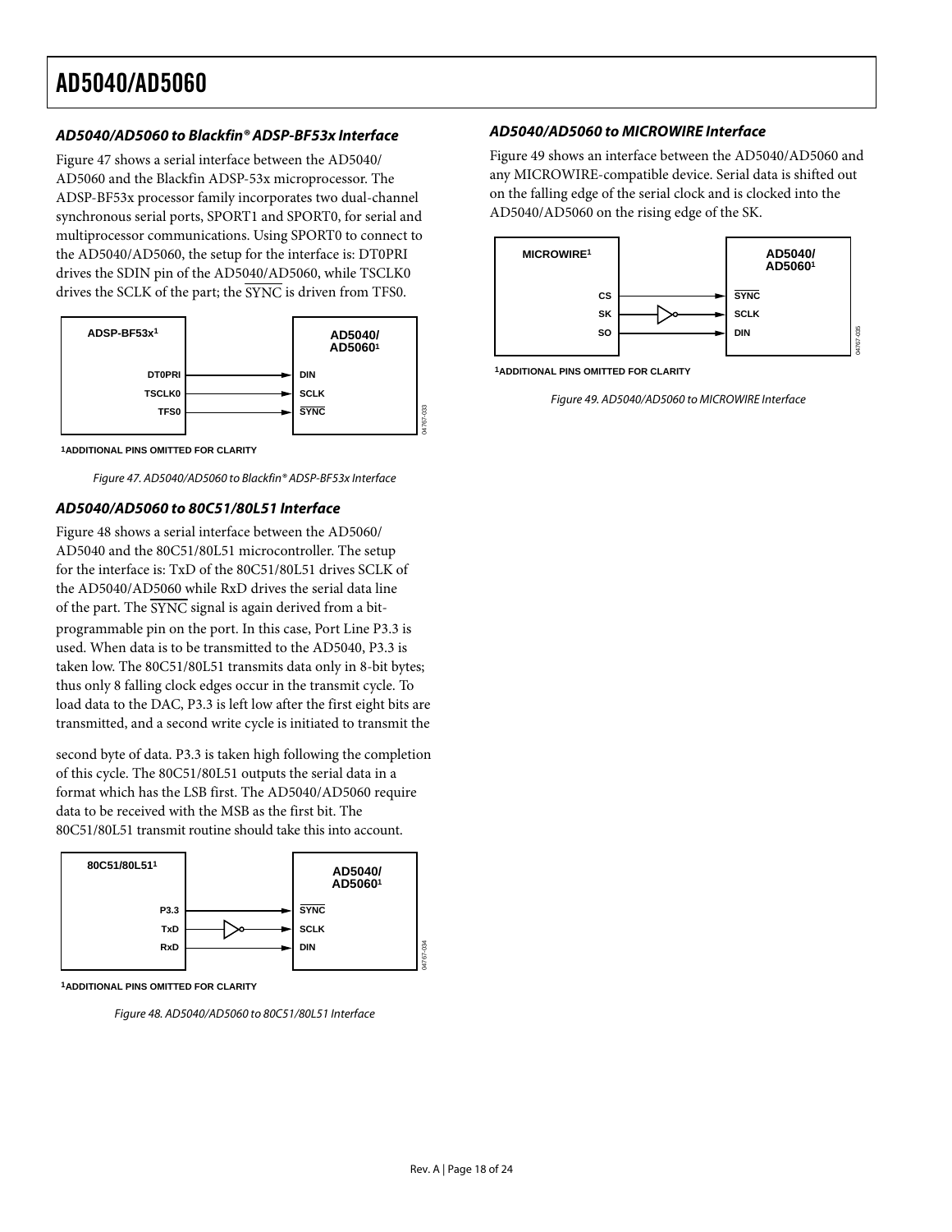### AD5040/AD5060 to Blackfin® ADSP-BF53x Interface

Figure 47 shows a serial interface between the AD5040/AD5060 and the Blackfin ADSP-53x microprocessor. The ADSP-BF53x processor family incorporates two dual-channel synchronous serial ports, SPORT1 and SPORT0, for serial and multiprocessor communications. Using SPORT0 to connect to the AD5040/AD5060, the setup for the interface is: DT0PRI drives the SDIN pin of the AD5040/AD5060, while TSCLK0 drives the SCLK of the part; the SYNC is driven from TFS0.

[1]ADDITIONAL PINS OMITTED FOR CLARITY

*Figure 47. AD5040/AD5060 to Blackfin® ADSP-BF53x Interface*

### AD5040/AD5060 to 80C51/80L51 Interface

Figure 48 shows a serial interface between the AD5060/AD5040 and the 80C51/80L51 microcontroller. The setup for the interface is: TxD of the 80C51/80L51 drives SCLK of the AD5040/AD5060 while RxD drives the serial data line of the part. The SYNC signal is again derived from a bit-programmable pin on the port. In this case, Port Line P3.3 is used. When data is to be transmitted to the AD5040, P3.3 is taken low. The 80C51/80L51 transmits data only in 8-bit bytes; thus only 8 falling clock edges occur in the transmit cycle. To load data to the DAC, P3.3 is left low after the first eight bits are transmitted, and a second write cycle is initiated to transmit the second byte of data. P3.3 is taken high following the completion of this cycle. The 80C51/80L51 outputs the serial data in a format which has the LSB first. The AD5040/AD5060 require data to be received with the MSB as the first bit. The 80C51/80L51 transmit routine should take this into account.

[1]ADDITIONAL PINS OMITTED FOR CLARITY

*Figure 48. AD5040/AD5060 to 80C51/80L51 Interface*

### AD5040/AD5060 to MICROWIRE Interface

Figure 49 shows an interface between the AD5040/AD5060 and any MICROWIRE-compatible device. Serial data is shifted out on the falling edge of the serial clock and is clocked into the AD5040/AD5060 on the rising edge of the SK.

[1]ADDITIONAL PINS OMITTED FOR CLARITY

*Figure 49. AD5040/AD5060 to MICROWIRE Interface*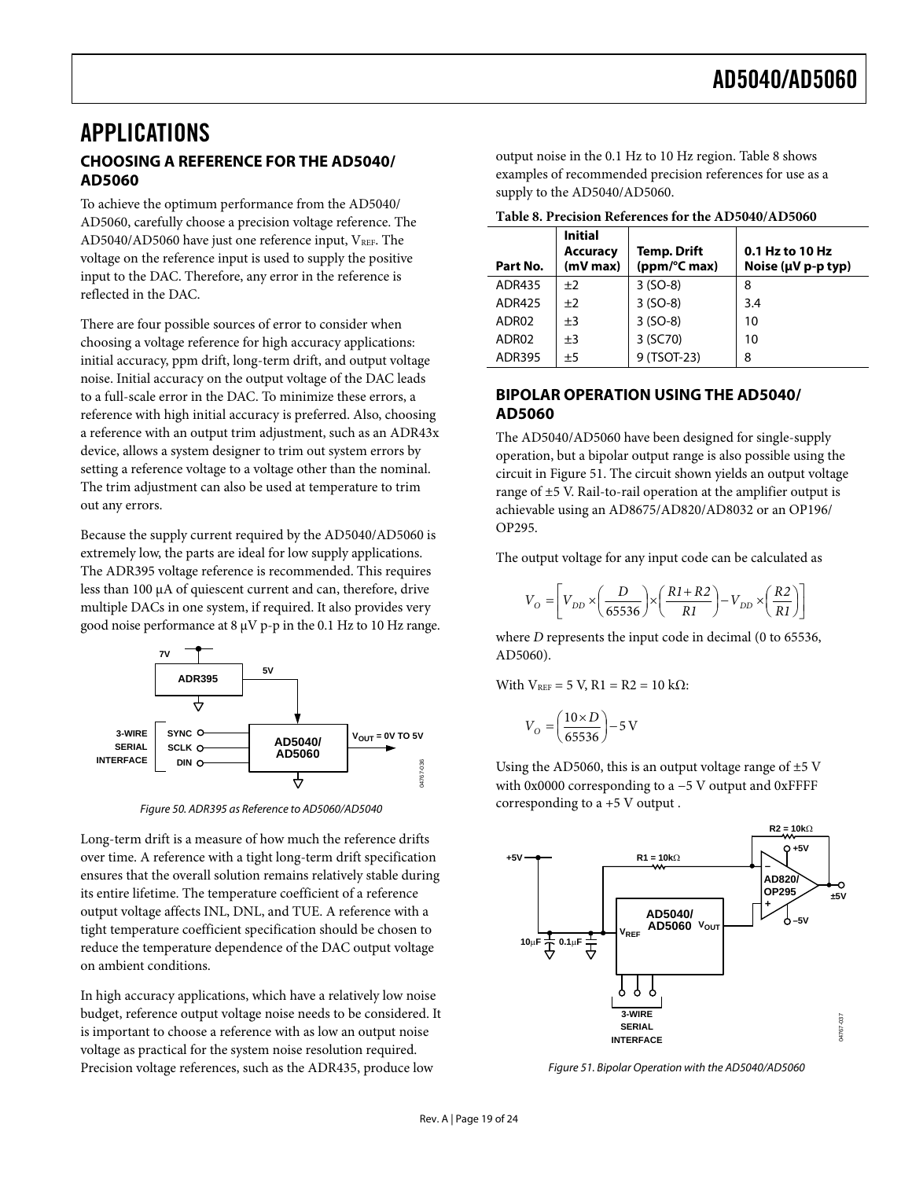# APPLICATIONS

## CHOOSING A REFERENCE FOR THE AD5040/ AD5060

To achieve the optimum performance from the AD5040/ AD5060, carefully choose a precision voltage reference. The AD5040/AD5060 have just one reference input, $V_{REF}$. The voltage on the reference input is used to supply the positive input to the DAC. Therefore, any error in the reference is reflected in the DAC.

There are four possible sources of error to consider when choosing a voltage reference for high accuracy applications: initial accuracy, ppm drift, long-term drift, and output voltage noise. Initial accuracy on the output voltage of the DAC leads to a full-scale error in the DAC. To minimize these errors, a reference with high initial accuracy is preferred. Also, choosing a reference with an output trim adjustment, such as an ADR43x device, allows a system designer to trim out system errors by setting a reference voltage to a voltage other than the nominal. The trim adjustment can also be used at temperature to trim out any errors.

Because the supply current required by the AD5040/AD5060 is extremely low, the parts are ideal for low supply applications. The ADR395 voltage reference is recommended. This requires less than 100 μA of quiescent current and can, therefore, drive multiple DACs in one system, if required. It also provides very good noise performance at 8 μV p-p in the 0.1 Hz to 10 Hz range.

*Figure 50. ADR395 as Reference to AD5060/AD5040*

Long-term drift is a measure of how much the reference drifts over time. A reference with a tight long-term drift specification ensures that the overall solution remains relatively stable during its entire lifetime. The temperature coefficient of a reference output voltage affects INL, DNL, and TUE. A reference with a tight temperature coefficient specification should be chosen to reduce the temperature dependence of the DAC output voltage on ambient conditions.

In high accuracy applications, which have a relatively low noise budget, reference output voltage noise needs to be considered. It is important to choose a reference with as low an output noise voltage as practical for the system noise resolution required. Precision voltage references, such as the ADR435, produce low output noise in the 0.1 Hz to 10 Hz region. Table 8 shows examples of recommended precision references for use as a supply to the AD5040/AD5060.

**Table 8. Precision References for the AD5040/AD5060**

| Part No. | Initial Accuracy (mV max) | Temp. Drift (ppm/°C max) | 0.1 Hz to 10 Hz Noise (μV p-p typ) |
|---|---|---|---|
| ADR435 | ±2 | 3 (SO-8) | 8 |
| ADR425 | ±2 | 3 (SO-8) | 3.4 |
| ADR02 | ±3 | 3 (SO-8) | 10 |
| ADR02 | ±3 | 3 (SC70) | 10 |
| ADR395 | ±5 | 9 (TSOT-23) | 8 |

## BIPOLAR OPERATION USING THE AD5040/ AD5060

The AD5040/AD5060 have been designed for single-supply operation, but a bipolar output range is also possible using the circuit in Figure 51. The circuit shown yields an output voltage range of ±5 V. Rail-to-rail operation at the amplifier output is achievable using an AD8675/AD820/AD8032 or an OP196/ OP295.

The output voltage for any input code can be calculated as

$$V_O = \left[V_{DD} \times \left(\frac{D}{65536}\right) \times \left(\frac{R1 + R2}{R1}\right) - V_{DD} \times \left(\frac{R2}{R1}\right)\right]$$

where $D$ represents the input code in decimal (0 to 65536, AD5060).

With $V_{REF}$ = 5 V, R1 = R2 = 10 kΩ:

$$V_O = \left(\frac{10 \times D}{65536}\right) - 5\text{ V}$$

Using the AD5060, this is an output voltage range of ±5 V with 0x0000 corresponding to a −5 V output and 0xFFFF corresponding to a +5 V output .

*Figure 51. Bipolar Operation with the AD5040/AD5060*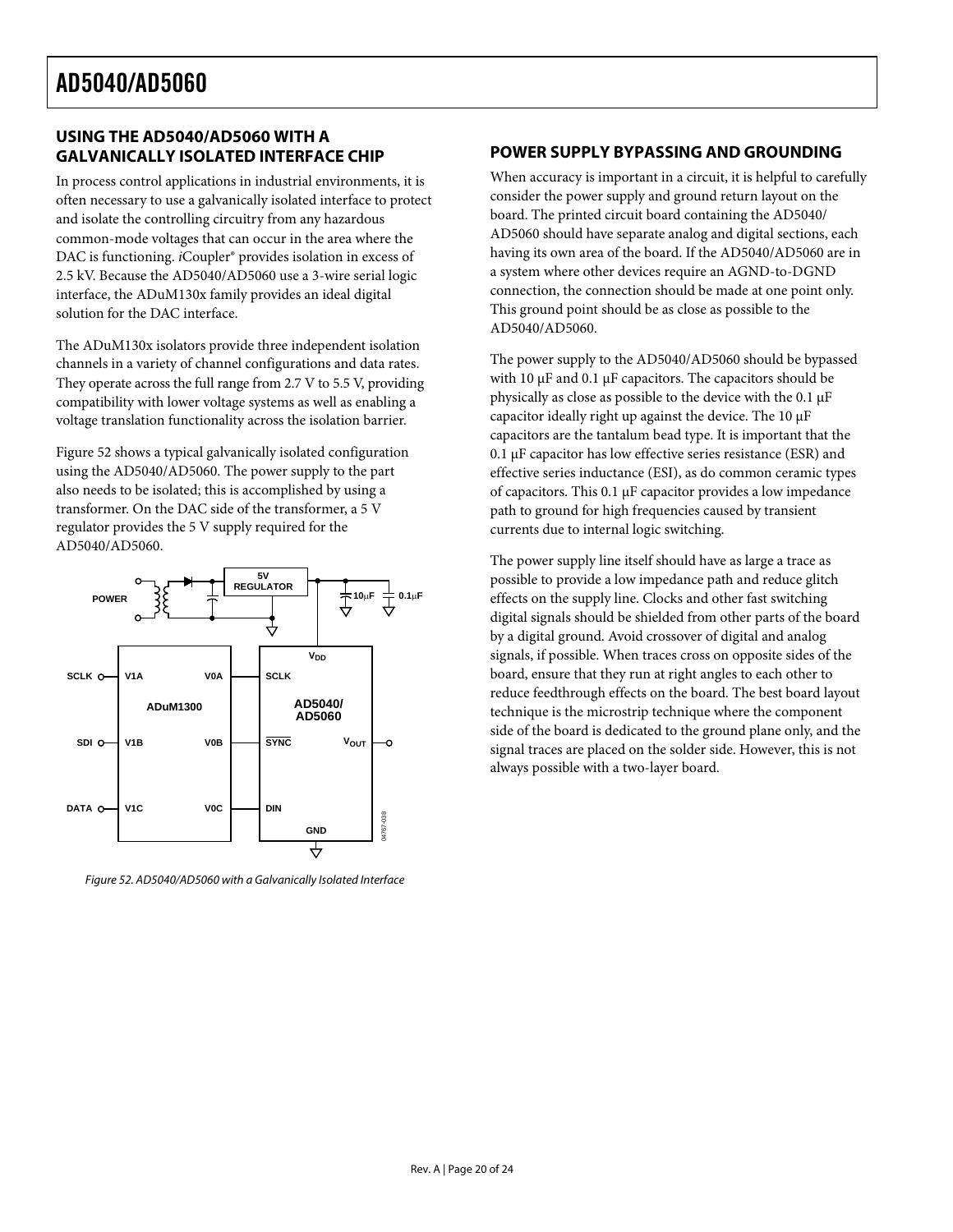## USING THE AD5040/AD5060 WITH A GALVANICALLY ISOLATED INTERFACE CHIP

In process control applications in industrial environments, it is often necessary to use a galvanically isolated interface to protect and isolate the controlling circuitry from any hazardous common-mode voltages that can occur in the area where the DAC is functioning. *i*Coupler® provides isolation in excess of 2.5 kV. Because the AD5040/AD5060 use a 3-wire serial logic interface, the ADuM130x family provides an ideal digital solution for the DAC interface.

The ADuM130x isolators provide three independent isolation channels in a variety of channel configurations and data rates. They operate across the full range from 2.7 V to 5.5 V, providing compatibility with lower voltage systems as well as enabling a voltage translation functionality across the isolation barrier.

Figure 52 shows a typical galvanically isolated configuration using the AD5040/AD5060. The power supply to the part also needs to be isolated; this is accomplished by using a transformer. On the DAC side of the transformer, a 5 V regulator provides the 5 V supply required for the AD5040/AD5060.

*Figure 52. AD5040/AD5060 with a Galvanically Isolated Interface*

## POWER SUPPLY BYPASSING AND GROUNDING

When accuracy is important in a circuit, it is helpful to carefully consider the power supply and ground return layout on the board. The printed circuit board containing the AD5040/AD5060 should have separate analog and digital sections, each having its own area of the board. If the AD5040/AD5060 are in a system where other devices require an AGND-to-DGND connection, the connection should be made at one point only. This ground point should be as close as possible to the AD5040/AD5060.

The power supply to the AD5040/AD5060 should be bypassed with 10 μF and 0.1 μF capacitors. The capacitors should be physically as close as possible to the device with the 0.1 μF capacitor ideally right up against the device. The 10 μF capacitors are the tantalum bead type. It is important that the 0.1 μF capacitor has low effective series resistance (ESR) and effective series inductance (ESI), as do common ceramic types of capacitors. This 0.1 μF capacitor provides a low impedance path to ground for high frequencies caused by transient currents due to internal logic switching.

The power supply line itself should have as large a trace as possible to provide a low impedance path and reduce glitch effects on the supply line. Clocks and other fast switching digital signals should be shielded from other parts of the board by a digital ground. Avoid crossover of digital and analog signals, if possible. When traces cross on opposite sides of the board, ensure that they run at right angles to each other to reduce feedthrough effects on the board. The best board layout technique is the microstrip technique where the component side of the board is dedicated to the ground plane only, and the signal traces are placed on the solder side. However, this is not always possible with a two-layer board.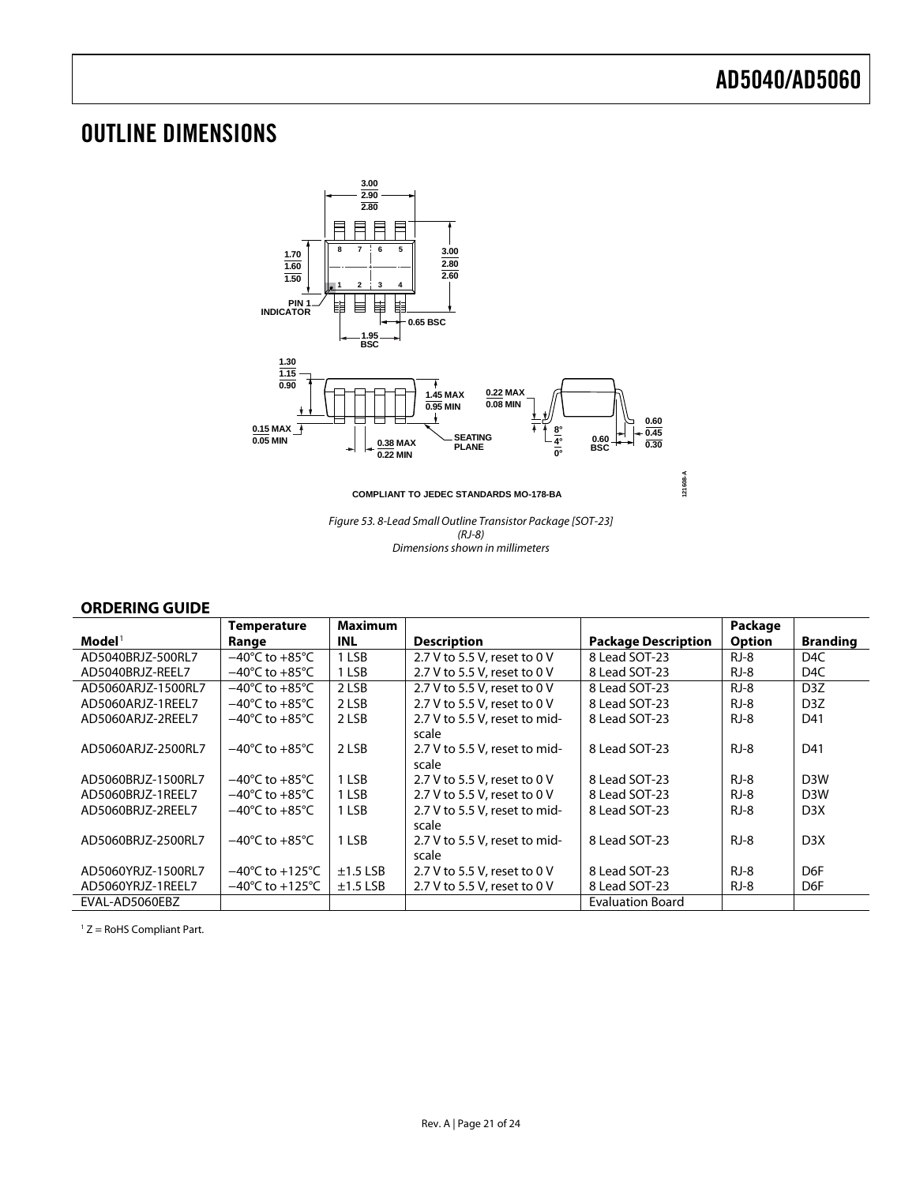# OUTLINE DIMENSIONS

COMPLIANT TO JEDEC STANDARDS MO-178-BA

*Figure 53. 8-Lead Small Outline Transistor Package [SOT-23] (RJ-8) Dimensions shown in millimeters*

## ORDERING GUIDE

| Model[1] | Temperature Range | Maximum INL | Description | Package Description | Package Option | Branding |
|---|---|---|---|---|---|---|
| AD5040BRJZ-500RL7 | −40°C to +85°C | 1 LSB | 2.7 V to 5.5 V, reset to 0 V | 8 Lead SOT-23 | RJ-8 | D4C |
| AD5040BRJZ-REEL7 | −40°C to +85°C | 1 LSB | 2.7 V to 5.5 V, reset to 0 V | 8 Lead SOT-23 | RJ-8 | D4C |
| AD5060ARJZ-1500RL7 | −40°C to +85°C | 2 LSB | 2.7 V to 5.5 V, reset to 0 V | 8 Lead SOT-23 | RJ-8 | D3Z |
| AD5060ARJZ-1REEL7 | −40°C to +85°C | 2 LSB | 2.7 V to 5.5 V, reset to 0 V | 8 Lead SOT-23 | RJ-8 | D3Z |
| AD5060ARJZ-2REEL7 | −40°C to +85°C | 2 LSB | 2.7 V to 5.5 V, reset to mid-scale | 8 Lead SOT-23 | RJ-8 | D41 |
| AD5060ARJZ-2500RL7 | −40°C to +85°C | 2 LSB | 2.7 V to 5.5 V, reset to mid-scale | 8 Lead SOT-23 | RJ-8 | D41 |
| AD5060BRJZ-1500RL7 | −40°C to +85°C | 1 LSB | 2.7 V to 5.5 V, reset to 0 V | 8 Lead SOT-23 | RJ-8 | D3W |
| AD5060BRJZ-1REEL7 | −40°C to +85°C | 1 LSB | 2.7 V to 5.5 V, reset to 0 V | 8 Lead SOT-23 | RJ-8 | D3W |
| AD5060BRJZ-2REEL7 | −40°C to +85°C | 1 LSB | 2.7 V to 5.5 V, reset to mid-scale | 8 Lead SOT-23 | RJ-8 | D3X |
| AD5060BRJZ-2500RL7 | −40°C to +85°C | 1 LSB | 2.7 V to 5.5 V, reset to mid-scale | 8 Lead SOT-23 | RJ-8 | D3X |
| AD5060YRJZ-1500RL7 | −40°C to +125°C | ±1.5 LSB | 2.7 V to 5.5 V, reset to 0 V | 8 Lead SOT-23 | RJ-8 | D6F |
| AD5060YRJZ-1REEL7 | −40°C to +125°C | ±1.5 LSB | 2.7 V to 5.5 V, reset to 0 V | 8 Lead SOT-23 | RJ-8 | D6F |
| EVAL-AD5060EBZ | | | | Evaluation Board | | |

[1] Z = RoHS Compliant Part.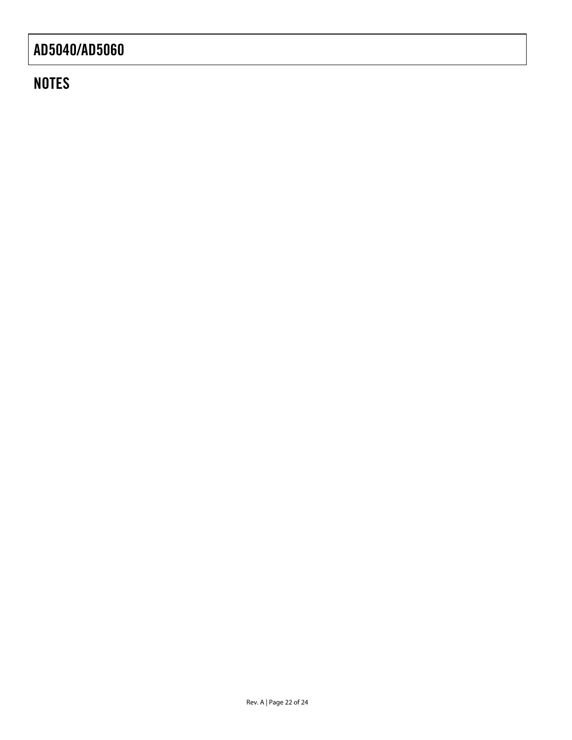## NOTES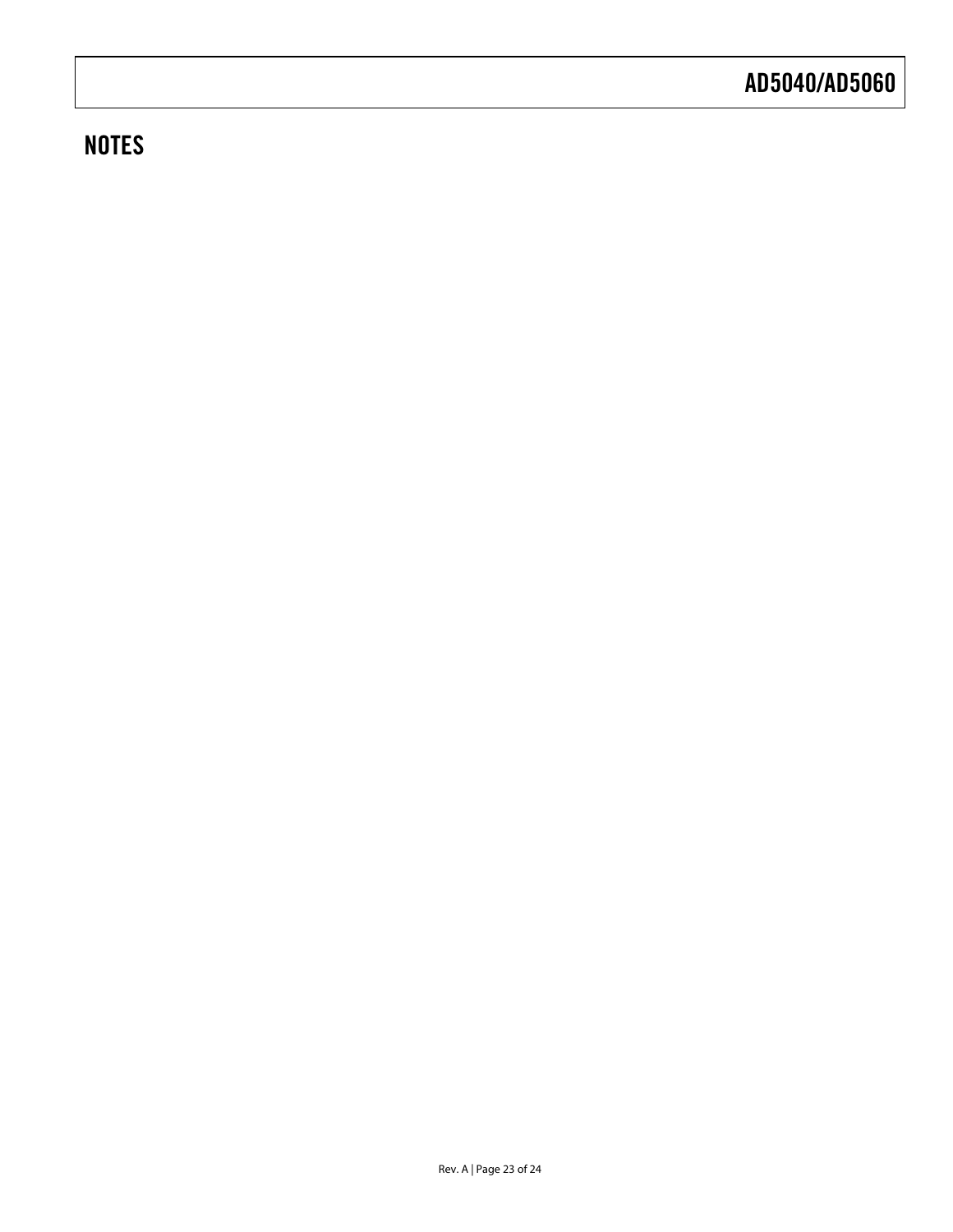## NOTES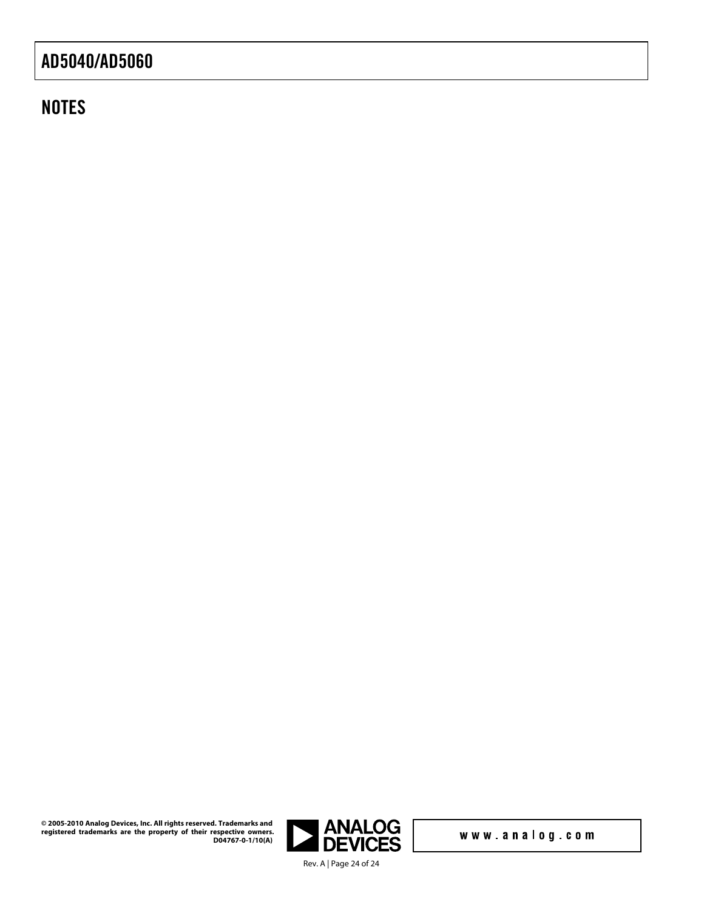## NOTES

© 2005-2010 Analog Devices, Inc. All rights reserved. Trademarks and registered trademarks are the property of their respective owners.
D04767-0-1/10(A)

www.analog.com